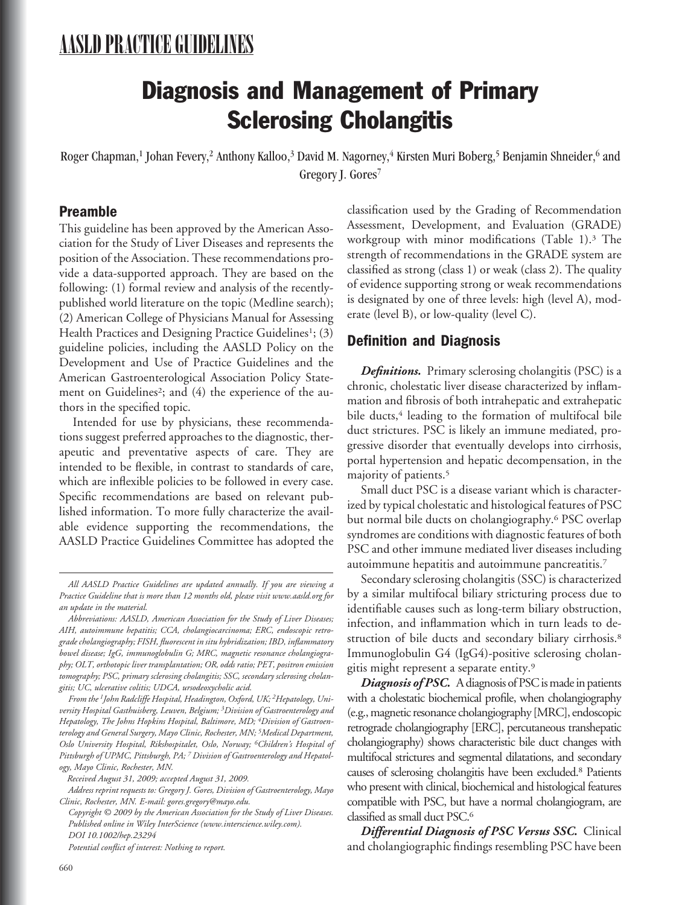# AASLD PRACTICE GUIDELINES

# Diagnosis and Management of Primary Sclerosing Cholangitis

Roger Chapman,[1] Johan Fevery,[2] Anthony Kalloo,[3] David M. Nagorney,[4] Kirsten Muri Boberg,[5] Benjamin Shneider,[6] and Gregory J. Gores[7]

## Preamble

This guideline has been approved by the American Association for the Study of Liver Diseases and represents the position of the Association. These recommendations provide a data-supported approach. They are based on the following: (1) formal review and analysis of the recently-published world literature on the topic (Medline search); (2) American College of Physicians Manual for Assessing Health Practices and Designing Practice Guidelines[1]; (3) guideline policies, including the AASLD Policy on the Development and Use of Practice Guidelines and the American Gastroenterological Association Policy Statement on Guidelines[2]; and (4) the experience of the authors in the specified topic.

Intended for use by physicians, these recommendations suggest preferred approaches to the diagnostic, therapeutic and preventative aspects of care. They are intended to be flexible, in contrast to standards of care, which are inflexible policies to be followed in every case. Specific recommendations are based on relevant published information. To more fully characterize the available evidence supporting the recommendations, the AASLD Practice Guidelines Committee has adopted the classification used by the Grading of Recommendation Assessment, Development, and Evaluation (GRADE) workgroup with minor modifications (Table 1).[3] The strength of recommendations in the GRADE system are classified as strong (class 1) or weak (class 2). The quality of evidence supporting strong or weak recommendations is designated by one of three levels: high (level A), moderate (level B), or low-quality (level C).

## Definition and Diagnosis

***Definitions.*** Primary sclerosing cholangitis (PSC) is a chronic, cholestatic liver disease characterized by inflammation and fibrosis of both intrahepatic and extrahepatic bile ducts,[4] leading to the formation of multifocal bile duct strictures. PSC is likely an immune mediated, progressive disorder that eventually develops into cirrhosis, portal hypertension and hepatic decompensation, in the majority of patients.[5]

Small duct PSC is a disease variant which is characterized by typical cholestatic and histological features of PSC but normal bile ducts on cholangiography.[6] PSC overlap syndromes are conditions with diagnostic features of both PSC and other immune mediated liver diseases including autoimmune hepatitis and autoimmune pancreatitis.[7]

Secondary sclerosing cholangitis (SSC) is characterized by a similar multifocal biliary stricturing process due to identifiable causes such as long-term biliary obstruction, infection, and inflammation which in turn leads to destruction of bile ducts and secondary biliary cirrhosis.[8] Immunoglobulin G4 (IgG4)-positive sclerosing cholangitis might represent a separate entity.[9]

***Diagnosis of PSC.*** A diagnosis of PSC is made in patients with a cholestatic biochemical profile, when cholangiography (e.g., magnetic resonance cholangiography [MRC], endoscopic retrograde cholangiography [ERC], percutaneous transhepatic cholangiography) shows characteristic bile duct changes with multifocal strictures and segmental dilatations, and secondary causes of sclerosing cholangitis have been excluded.[8] Patients who present with clinical, biochemical and histological features compatible with PSC, but have a normal cholangiogram, are classified as small duct PSC.[6]

***Differential Diagnosis of PSC Versus SSC.*** Clinical and cholangiographic findings resembling PSC have been

*All AASLD Practice Guidelines are updated annually. If you are viewing a Practice Guideline that is more than 12 months old, please visit www.aasld.org for an update in the material.*

*Abbreviations: AASLD, American Association for the Study of Liver Diseases; AIH, autoimmune hepatitis; CCA, cholangiocarcinoma; ERC, endoscopic retrograde cholangiography; FISH, fluorescent in situ hybridization; IBD, inflammatory bowel disease; IgG, immunoglobulin G; MRC, magnetic resonance cholangiography; OLT, orthotopic liver transplantation; OR, odds ratio; PET, positron emission tomography; PSC, primary sclerosing cholangitis; SSC, secondary sclerosing cholangitis; UC, ulcerative colitis; UDCA, ursodeoxycholic acid.*

*From the [1]John Radcliffe Hospital, Headington, Oxford, UK; [2]Hepatology, University Hospital Gasthuisberg, Leuven, Belgium; [3]Division of Gastroenterology and Hepatology, The Johns Hopkins Hospital, Baltimore, MD; [4]Division of Gastroenterology and General Surgery, Mayo Clinic, Rochester, MN; [5]Medical Department, Oslo University Hospital, Rikshospitalet, Oslo, Norway; [6]Children's Hospital of Pittsburgh of UPMC, Pittsburgh, PA; [7] Division of Gastroenterology and Hepatology, Mayo Clinic, Rochester, MN.*

*Received August 31, 2009; accepted August 31, 2009.*

*Address reprint requests to: Gregory J. Gores, Division of Gastroenterology, Mayo Clinic, Rochester, MN. E-mail: gores.gregory@mayo.edu.*

*Copyright © 2009 by the American Association for the Study of Liver Diseases. Published online in Wiley InterScience (www.interscience.wiley.com).*

*DOI 10.1002/hep.23294*

*Potential conflict of interest: Nothing to report.*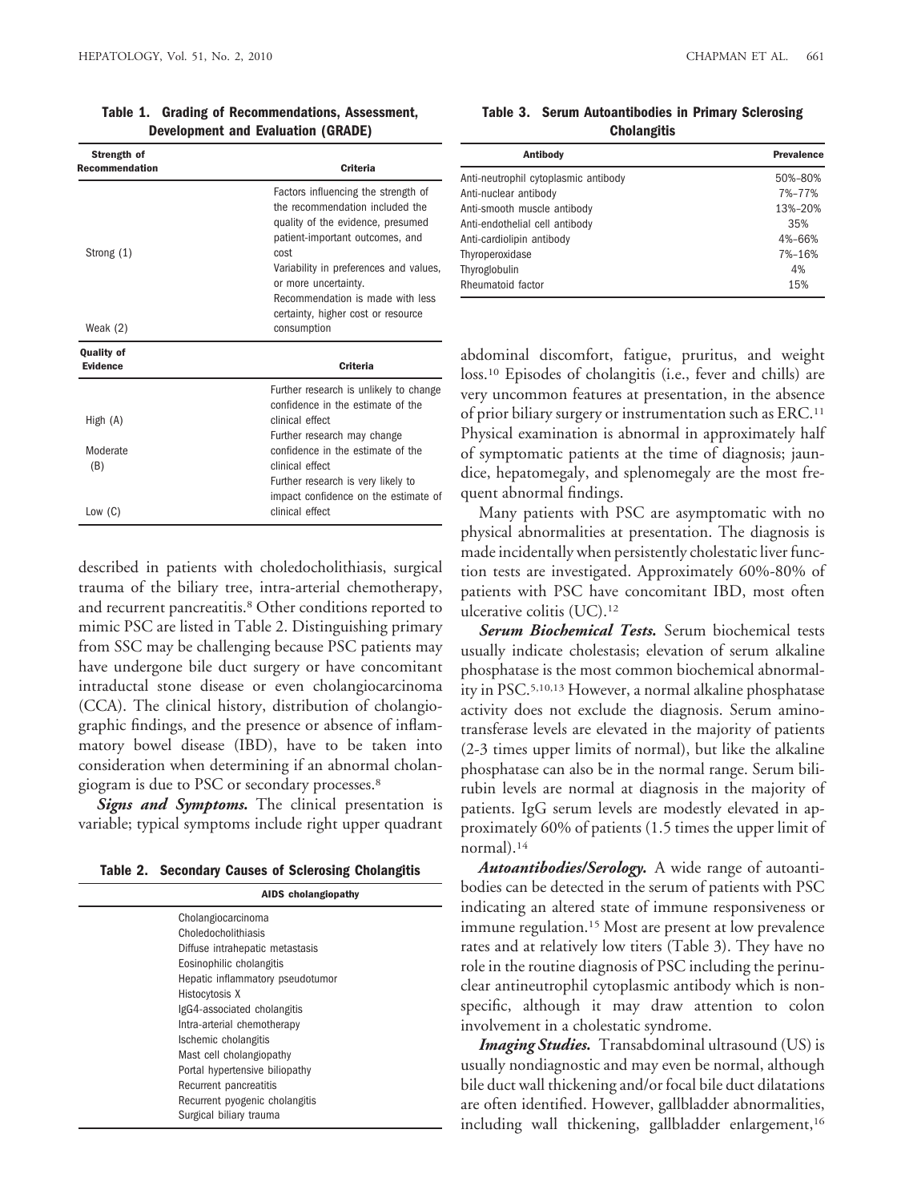**Table 1. Grading of Recommendations, Assessment, Development and Evaluation (GRADE)**

| Strength of Recommendation | Criteria |
| --- | --- |
| Strong (1) | Factors influencing the strength of the recommendation included the quality of the evidence, presumed patient-important outcomes, and cost |
| Weak (2) | Variability in preferences and values, or more uncertainty. Recommendation is made with less certainty, higher cost or resource consumption |

| Quality of Evidence | Criteria |
| --- | --- |
| High (A) | Further research is unlikely to change confidence in the estimate of the clinical effect |
| Moderate (B) | Further research may change confidence in the estimate of the clinical effect |
| Low (C) | Further research is very likely to impact confidence on the estimate of clinical effect |

described in patients with choledocholithiasis, surgical trauma of the biliary tree, intra-arterial chemotherapy, and recurrent pancreatitis.[8] Other conditions reported to mimic PSC are listed in Table 2. Distinguishing primary from SSC may be challenging because PSC patients may have undergone bile duct surgery or have concomitant intraductal stone disease or even cholangiocarcinoma (CCA). The clinical history, distribution of cholangiographic findings, and the presence or absence of inflammatory bowel disease (IBD), have to be taken into consideration when determining if an abnormal cholangiogram is due to PSC or secondary processes.[8]

***Signs and Symptoms.*** The clinical presentation is variable; typical symptoms include right upper quadrant abdominal discomfort, fatigue, pruritus, and weight loss.[10] Episodes of cholangitis (i.e., fever and chills) are very uncommon features at presentation, in the absence of prior biliary surgery or instrumentation such as ERC.[11] Physical examination is abnormal in approximately half of symptomatic patients at the time of diagnosis; jaundice, hepatomegaly, and splenomegaly are the most frequent abnormal findings.

**Table 2. Secondary Causes of Sclerosing Cholangitis**

| AIDS cholangiopathy |
| --- |
| Cholangiocarcinoma |
| Choledocholithiasis |
| Diffuse intrahepatic metastasis |
| Eosinophilic cholangitis |
| Hepatic inflammatory pseudotumor |
| Histocytosis X |
| IgG4-associated cholangitis |
| Intra-arterial chemotherapy |
| Ischemic cholangitis |
| Mast cell cholangiopathy |
| Portal hypertensive biliopathy |
| Recurrent pancreatitis |
| Recurrent pyogenic cholangitis |
| Surgical biliary trauma |

**Table 3. Serum Autoantibodies in Primary Sclerosing Cholangitis**

| Antibody | Prevalence |
| --- | --- |
| Anti-neutrophil cytoplasmic antibody | 50%–80% |
| Anti-nuclear antibody | 7%–77% |
| Anti-smooth muscle antibody | 13%–20% |
| Anti-endothelial cell antibody | 35% |
| Anti-cardiolipin antibody | 4%–66% |
| Thyroperoxidase | 7%–16% |
| Thyroglobulin | 4% |
| Rheumatoid factor | 15% |

Many patients with PSC are asymptomatic with no physical abnormalities at presentation. The diagnosis is made incidentally when persistently cholestatic liver function tests are investigated. Approximately 60%-80% of patients with PSC have concomitant IBD, most often ulcerative colitis (UC).[12]

***Serum Biochemical Tests.*** Serum biochemical tests usually indicate cholestasis; elevation of serum alkaline phosphatase is the most common biochemical abnormality in PSC.[5,10,13] However, a normal alkaline phosphatase activity does not exclude the diagnosis. Serum aminotransferase levels are elevated in the majority of patients (2-3 times upper limits of normal), but like the alkaline phosphatase can also be in the normal range. Serum bilirubin levels are normal at diagnosis in the majority of patients. IgG serum levels are modestly elevated in approximately 60% of patients (1.5 times the upper limit of normal).[14]

***Autoantibodies/Serology.*** A wide range of autoantibodies can be detected in the serum of patients with PSC indicating an altered state of immune responsiveness or immune regulation.[15] Most are present at low prevalence rates and at relatively low titers (Table 3). They have no role in the routine diagnosis of PSC including the perinuclear antineutrophil cytoplasmic antibody which is nonspecific, although it may draw attention to colon involvement in a cholestatic syndrome.

***Imaging Studies.*** Transabdominal ultrasound (US) is usually nondiagnostic and may even be normal, although bile duct wall thickening and/or focal bile duct dilatations are often identified. However, gallbladder abnormalities, including wall thickening, gallbladder enlargement,[16]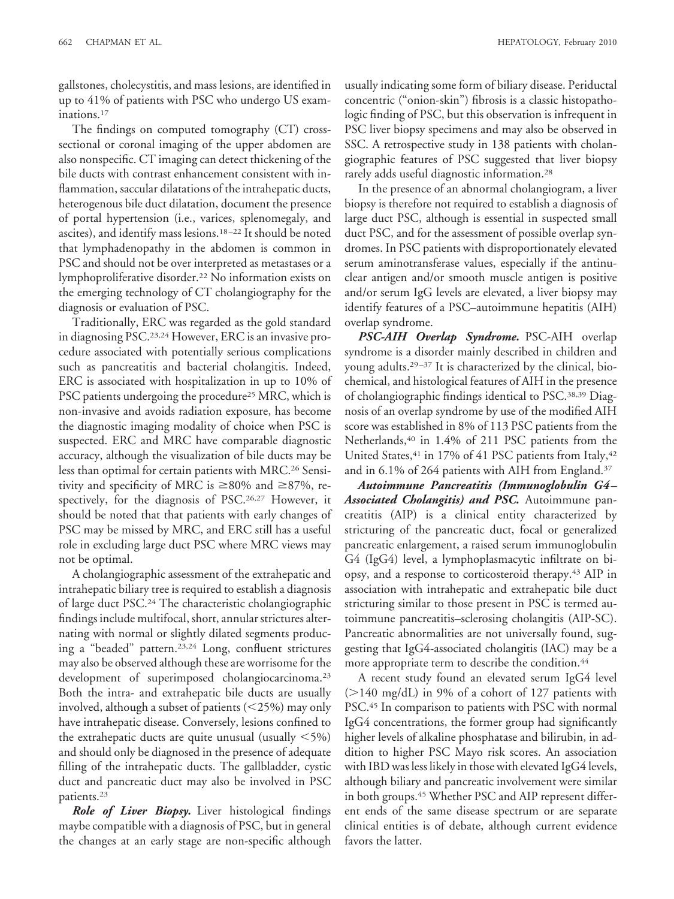gallstones, cholecystitis, and mass lesions, are identified in up to 41% of patients with PSC who undergo US examinations.[17]

The findings on computed tomography (CT) cross-sectional or coronal imaging of the upper abdomen are also nonspecific. CT imaging can detect thickening of the bile ducts with contrast enhancement consistent with inflammation, saccular dilatations of the intrahepatic ducts, heterogenous bile duct dilatation, document the presence of portal hypertension (i.e., varices, splenomegaly, and ascites), and identify mass lesions.[18–22] It should be noted that lymphadenopathy in the abdomen is common in PSC and should not be over interpreted as metastases or a lymphoproliferative disorder.[22] No information exists on the emerging technology of CT cholangiography for the diagnosis or evaluation of PSC.

Traditionally, ERC was regarded as the gold standard in diagnosing PSC.[23,24] However, ERC is an invasive procedure associated with potentially serious complications such as pancreatitis and bacterial cholangitis. Indeed, ERC is associated with hospitalization in up to 10% of PSC patients undergoing the procedure[25] MRC, which is non-invasive and avoids radiation exposure, has become the diagnostic imaging modality of choice when PSC is suspected. ERC and MRC have comparable diagnostic accuracy, although the visualization of bile ducts may be less than optimal for certain patients with MRC.[26] Sensitivity and specificity of MRC is ≥80% and ≥87%, respectively, for the diagnosis of PSC.[26,27] However, it should be noted that that patients with early changes of PSC may be missed by MRC, and ERC still has a useful role in excluding large duct PSC where MRC views may not be optimal.

A cholangiographic assessment of the extrahepatic and intrahepatic biliary tree is required to establish a diagnosis of large duct PSC.[24] The characteristic cholangiographic findings include multifocal, short, annular strictures alternating with normal or slightly dilated segments producing a "beaded" pattern.[23,24] Long, confluent strictures may also be observed although these are worrisome for the development of superimposed cholangiocarcinoma.[23] Both the intra- and extrahepatic bile ducts are usually involved, although a subset of patients (<25%) may only have intrahepatic disease. Conversely, lesions confined to the extrahepatic ducts are quite unusual (usually <5%) and should only be diagnosed in the presence of adequate filling of the intrahepatic ducts. The gallbladder, cystic duct and pancreatic duct may also be involved in PSC patients.[23]

***Role of Liver Biopsy.*** Liver histological findings maybe compatible with a diagnosis of PSC, but in general the changes at an early stage are non-specific although usually indicating some form of biliary disease. Periductal concentric ("onion-skin") fibrosis is a classic histopathologic finding of PSC, but this observation is infrequent in PSC liver biopsy specimens and may also be observed in SSC. A retrospective study in 138 patients with cholangiographic features of PSC suggested that liver biopsy rarely adds useful diagnostic information.[28]

In the presence of an abnormal cholangiogram, a liver biopsy is therefore not required to establish a diagnosis of large duct PSC, although is essential in suspected small duct PSC, and for the assessment of possible overlap syndromes. In PSC patients with disproportionately elevated serum aminotransferase values, especially if the antinuclear antigen and/or smooth muscle antigen is positive and/or serum IgG levels are elevated, a liver biopsy may identify features of a PSC–autoimmune hepatitis (AIH) overlap syndrome.

***PSC-AIH Overlap Syndrome.*** PSC-AIH overlap syndrome is a disorder mainly described in children and young adults.[29–37] It is characterized by the clinical, biochemical, and histological features of AIH in the presence of cholangiographic findings identical to PSC.[38,39] Diagnosis of an overlap syndrome by use of the modified AIH score was established in 8% of 113 PSC patients from the Netherlands,[40] in 1.4% of 211 PSC patients from the United States,[41] in 17% of 41 PSC patients from Italy,[42] and in 6.1% of 264 patients with AIH from England.[37]

***Autoimmune Pancreatitis (Immunoglobulin G4–Associated Cholangitis) and PSC.*** Autoimmune pancreatitis (AIP) is a clinical entity characterized by stricturing of the pancreatic duct, focal or generalized pancreatic enlargement, a raised serum immunoglobulin G4 (IgG4) level, a lymphoplasmacytic infiltrate on biopsy, and a response to corticosteroid therapy.[43] AIP in association with intrahepatic and extrahepatic bile duct stricturing similar to those present in PSC is termed autoimmune pancreatitis–sclerosing cholangitis (AIP-SC). Pancreatic abnormalities are not universally found, suggesting that IgG4-associated cholangitis (IAC) may be a more appropriate term to describe the condition.[44]

A recent study found an elevated serum IgG4 level (>140 mg/dL) in 9% of a cohort of 127 patients with PSC.[45] In comparison to patients with PSC with normal IgG4 concentrations, the former group had significantly higher levels of alkaline phosphatase and bilirubin, in addition to higher PSC Mayo risk scores. An association with IBD was less likely in those with elevated IgG4 levels, although biliary and pancreatic involvement were similar in both groups.[45] Whether PSC and AIP represent different ends of the same disease spectrum or are separate clinical entities is of debate, although current evidence favors the latter.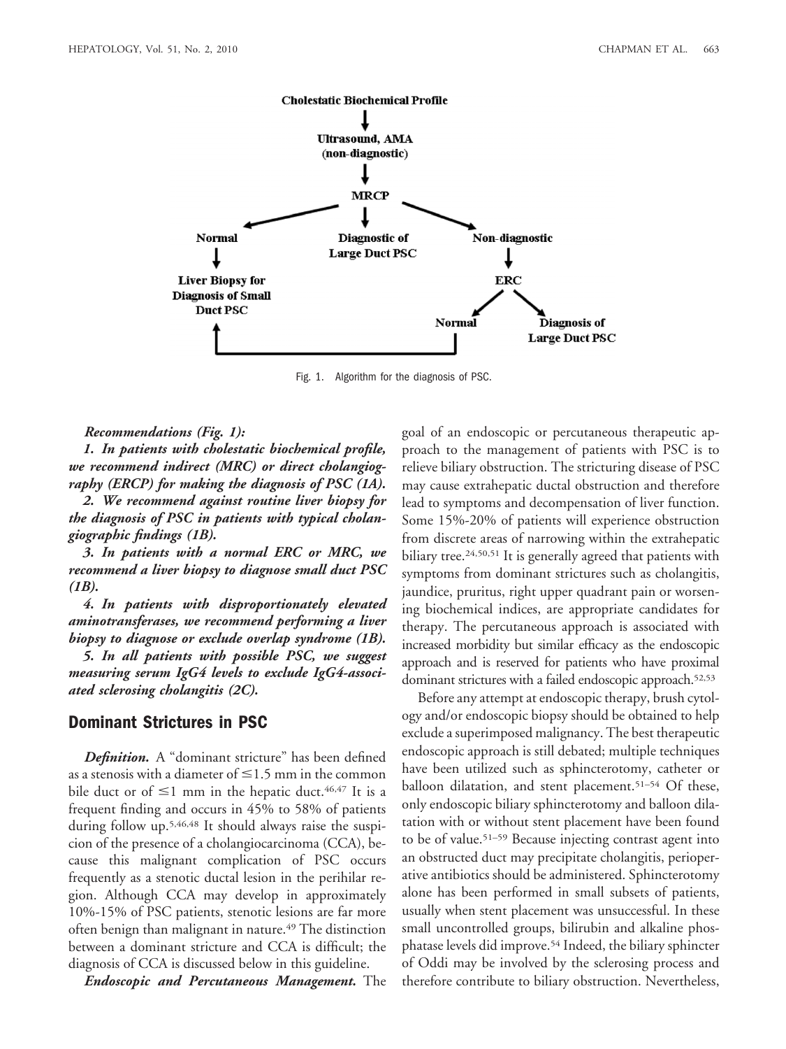Cholestatic Biochemical Profile

↓

Ultrasound, AMA (non-diagnostic)

↓

MRCP

- Normal → Liver Biopsy for Diagnosis of Small Duct PSC
- Diagnostic of Large Duct PSC
- Non-diagnostic → ERC
  - Normal → Liver Biopsy for Diagnosis of Small Duct PSC
  - Diagnosis of Large Duct PSC

Fig. 1. Algorithm for the diagnosis of PSC.

***Recommendations (Fig. 1):***

***1. In patients with cholestatic biochemical profile, we recommend indirect (MRC) or direct cholangiography (ERCP) for making the diagnosis of PSC (1A).***

***2. We recommend against routine liver biopsy for the diagnosis of PSC in patients with typical cholangiographic findings (1B).***

***3. In patients with a normal ERC or MRC, we recommend a liver biopsy to diagnose small duct PSC (1B).***

***4. In patients with disproportionately elevated aminotransferases, we recommend performing a liver biopsy to diagnose or exclude overlap syndrome (1B).***

***5. In all patients with possible PSC, we suggest measuring serum IgG4 levels to exclude IgG4-associated sclerosing cholangitis (2C).***

## Dominant Strictures in PSC

***Definition.*** A "dominant stricture" has been defined as a stenosis with a diameter of $\leq$1.5 mm in the common bile duct or of $\leq$1 mm in the hepatic duct.[46,47] It is a frequent finding and occurs in 45% to 58% of patients during follow up.[5,46,48] It should always raise the suspicion of the presence of a cholangiocarcinoma (CCA), because this malignant complication of PSC occurs frequently as a stenotic ductal lesion in the perihilar region. Although CCA may develop in approximately 10%-15% of PSC patients, stenotic lesions are far more often benign than malignant in nature.[49] The distinction between a dominant stricture and CCA is difficult; the diagnosis of CCA is discussed below in this guideline.

***Endoscopic and Percutaneous Management.*** The goal of an endoscopic or percutaneous therapeutic approach to the management of patients with PSC is to relieve biliary obstruction. The stricturing disease of PSC may cause extrahepatic ductal obstruction and therefore lead to symptoms and decompensation of liver function. Some 15%-20% of patients will experience obstruction from discrete areas of narrowing within the extrahepatic biliary tree.[24,50,51] It is generally agreed that patients with symptoms from dominant strictures such as cholangitis, jaundice, pruritus, right upper quadrant pain or worsening biochemical indices, are appropriate candidates for therapy. The percutaneous approach is associated with increased morbidity but similar efficacy as the endoscopic approach and is reserved for patients who have proximal dominant strictures with a failed endoscopic approach.[52,53]

Before any attempt at endoscopic therapy, brush cytology and/or endoscopic biopsy should be obtained to help exclude a superimposed malignancy. The best therapeutic endoscopic approach is still debated; multiple techniques have been utilized such as sphincterotomy, catheter or balloon dilatation, and stent placement.[51–54] Of these, only endoscopic biliary sphincterotomy and balloon dilatation with or without stent placement have been found to be of value.[51–59] Because injecting contrast agent into an obstructed duct may precipitate cholangitis, perioperative antibiotics should be administered. Sphincterotomy alone has been performed in small subsets of patients, usually when stent placement was unsuccessful. In these small uncontrolled groups, bilirubin and alkaline phosphatase levels did improve.[54] Indeed, the biliary sphincter of Oddi may be involved by the sclerosing process and therefore contribute to biliary obstruction. Nevertheless,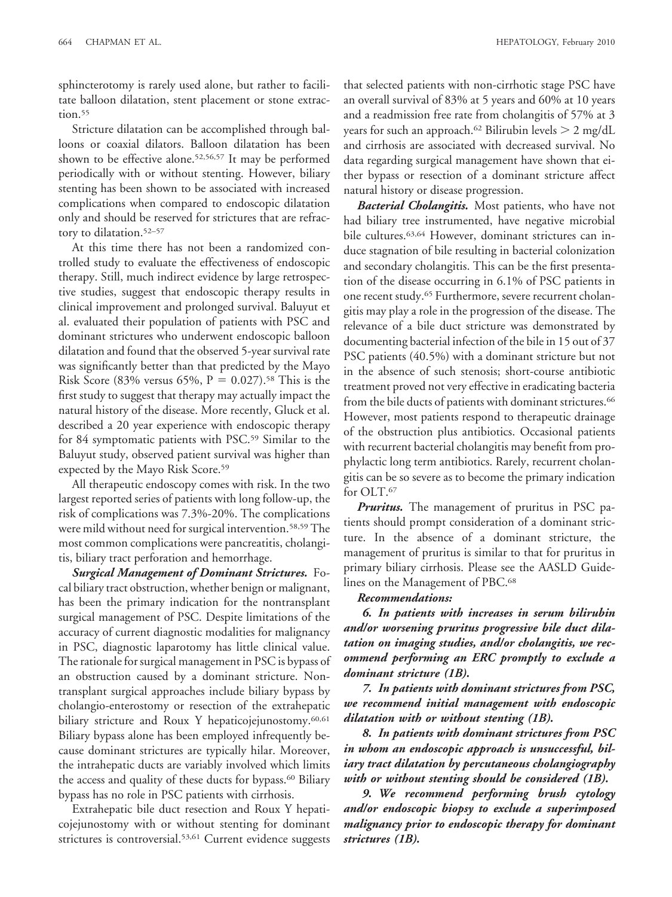sphincterotomy is rarely used alone, but rather to facilitate balloon dilatation, stent placement or stone extraction.[55]

Stricture dilatation can be accomplished through balloons or coaxial dilators. Balloon dilatation has been shown to be effective alone.[52,56,57] It may be performed periodically with or without stenting. However, biliary stenting has been shown to be associated with increased complications when compared to endoscopic dilatation only and should be reserved for strictures that are refractory to dilatation.[52–57]

At this time there has not been a randomized controlled study to evaluate the effectiveness of endoscopic therapy. Still, much indirect evidence by large retrospective studies, suggest that endoscopic therapy results in clinical improvement and prolonged survival. Baluyut et al. evaluated their population of patients with PSC and dominant strictures who underwent endoscopic balloon dilatation and found that the observed 5-year survival rate was significantly better than that predicted by the Mayo Risk Score (83% versus 65%, $P = 0.027$).[58] This is the first study to suggest that therapy may actually impact the natural history of the disease. More recently, Gluck et al. described a 20 year experience with endoscopic therapy for 84 symptomatic patients with PSC.[59] Similar to the Baluyut study, observed patient survival was higher than expected by the Mayo Risk Score.[59]

All therapeutic endoscopy comes with risk. In the two largest reported series of patients with long follow-up, the risk of complications was 7.3%-20%. The complications were mild without need for surgical intervention.[58,59] The most common complications were pancreatitis, cholangitis, biliary tract perforation and hemorrhage.

***Surgical Management of Dominant Strictures.*** Focal biliary tract obstruction, whether benign or malignant, has been the primary indication for the nontransplant surgical management of PSC. Despite limitations of the accuracy of current diagnostic modalities for malignancy in PSC, diagnostic laparotomy has little clinical value. The rationale for surgical management in PSC is bypass of an obstruction caused by a dominant stricture. Nontransplant surgical approaches include biliary bypass by cholangio-enterostomy or resection of the extrahepatic biliary stricture and Roux Y hepaticojejunostomy.[60,61] Biliary bypass alone has been employed infrequently because dominant strictures are typically hilar. Moreover, the intrahepatic ducts are variably involved which limits the access and quality of these ducts for bypass.[60] Biliary bypass has no role in PSC patients with cirrhosis.

Extrahepatic bile duct resection and Roux Y hepaticojejunostomy with or without stenting for dominant strictures is controversial.[53,61] Current evidence suggests that selected patients with non-cirrhotic stage PSC have an overall survival of 83% at 5 years and 60% at 10 years and a readmission free rate from cholangitis of 57% at 3 years for such an approach.[62] Bilirubin levels $> 2$ mg/dL and cirrhosis are associated with decreased survival. No data regarding surgical management have shown that either bypass or resection of a dominant stricture affect natural history or disease progression.

***Bacterial Cholangitis.*** Most patients, who have not had biliary tree instrumented, have negative microbial bile cultures.[63,64] However, dominant strictures can induce stagnation of bile resulting in bacterial colonization and secondary cholangitis. This can be the first presentation of the disease occurring in 6.1% of PSC patients in one recent study.[65] Furthermore, severe recurrent cholangitis may play a role in the progression of the disease. The relevance of a bile duct stricture was demonstrated by documenting bacterial infection of the bile in 15 out of 37 PSC patients (40.5%) with a dominant stricture but not in the absence of such stenosis; short-course antibiotic treatment proved not very effective in eradicating bacteria from the bile ducts of patients with dominant strictures.[66] However, most patients respond to therapeutic drainage of the obstruction plus antibiotics. Occasional patients with recurrent bacterial cholangitis may benefit from prophylactic long term antibiotics. Rarely, recurrent cholangitis can be so severe as to become the primary indication for OLT.[67]

***Pruritus.*** The management of pruritus in PSC patients should prompt consideration of a dominant stricture. In the absence of a dominant stricture, the management of pruritus is similar to that for pruritus in primary biliary cirrhosis. Please see the AASLD Guidelines on the Management of PBC.[68]

***Recommendations:***

***6. In patients with increases in serum bilirubin and/or worsening pruritus progressive bile duct dilatation on imaging studies, and/or cholangitis, we recommend performing an ERC promptly to exclude a dominant stricture (1B).***

***7. In patients with dominant strictures from PSC, we recommend initial management with endoscopic dilatation with or without stenting (1B).***

***8. In patients with dominant strictures from PSC in whom an endoscopic approach is unsuccessful, biliary tract dilatation by percutaneous cholangiography with or without stenting should be considered (1B).***

***9. We recommend performing brush cytology and/or endoscopic biopsy to exclude a superimposed malignancy prior to endoscopic therapy for dominant strictures (1B).***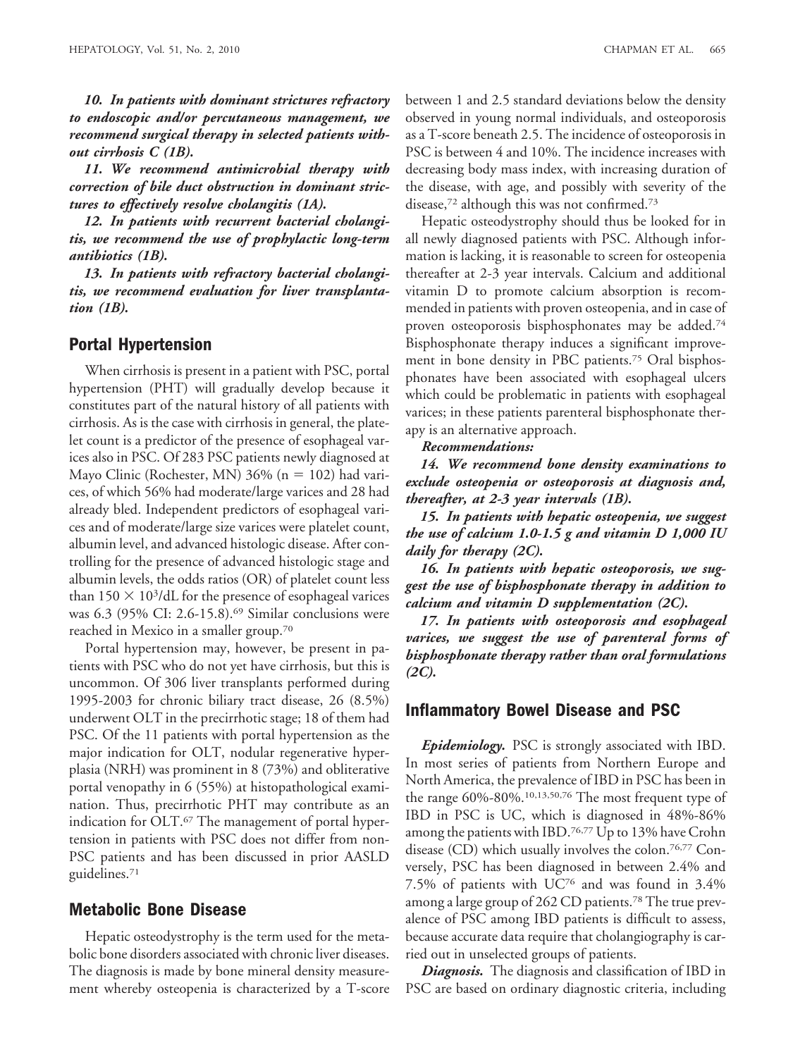***10. In patients with dominant strictures refractory to endoscopic and/or percutaneous management, we recommend surgical therapy in selected patients without cirrhosis C (1B).***

***11. We recommend antimicrobial therapy with correction of bile duct obstruction in dominant strictures to effectively resolve cholangitis (1A).***

***12. In patients with recurrent bacterial cholangitis, we recommend the use of prophylactic long-term antibiotics (1B).***

***13. In patients with refractory bacterial cholangitis, we recommend evaluation for liver transplantation (1B).***

## Portal Hypertension

When cirrhosis is present in a patient with PSC, portal hypertension (PHT) will gradually develop because it constitutes part of the natural history of all patients with cirrhosis. As is the case with cirrhosis in general, the platelet count is a predictor of the presence of esophageal varices also in PSC. Of 283 PSC patients newly diagnosed at Mayo Clinic (Rochester, MN) 36% (n = 102) had varices, of which 56% had moderate/large varices and 28 had already bled. Independent predictors of esophageal varices and of moderate/large size varices were platelet count, albumin level, and advanced histologic disease. After controlling for the presence of advanced histologic stage and albumin levels, the odds ratios (OR) of platelet count less than $150 \times 10^3$/dL for the presence of esophageal varices was 6.3 (95% CI: 2.6-15.8).[69] Similar conclusions were reached in Mexico in a smaller group.[70]

Portal hypertension may, however, be present in patients with PSC who do not yet have cirrhosis, but this is uncommon. Of 306 liver transplants performed during 1995-2003 for chronic biliary tract disease, 26 (8.5%) underwent OLT in the precirrhotic stage; 18 of them had PSC. Of the 11 patients with portal hypertension as the major indication for OLT, nodular regenerative hyperplasia (NRH) was prominent in 8 (73%) and obliterative portal venopathy in 6 (55%) at histopathological examination. Thus, precirrhotic PHT may contribute as an indication for OLT.[67] The management of portal hypertension in patients with PSC does not differ from non-PSC patients and has been discussed in prior AASLD guidelines.[71]

## Metabolic Bone Disease

Hepatic osteodystrophy is the term used for the metabolic bone disorders associated with chronic liver diseases. The diagnosis is made by bone mineral density measurement whereby osteopenia is characterized by a T-score between 1 and 2.5 standard deviations below the density observed in young normal individuals, and osteoporosis as a T-score beneath 2.5. The incidence of osteoporosis in PSC is between 4 and 10%. The incidence increases with decreasing body mass index, with increasing duration of the disease, with age, and possibly with severity of the disease,[72] although this was not confirmed.[73]

Hepatic osteodystrophy should thus be looked for in all newly diagnosed patients with PSC. Although information is lacking, it is reasonable to screen for osteopenia thereafter at 2-3 year intervals. Calcium and additional vitamin D to promote calcium absorption is recommended in patients with proven osteopenia, and in case of proven osteoporosis bisphosphonates may be added.[74] Bisphosphonate therapy induces a significant improvement in bone density in PBC patients.[75] Oral bisphosphonates have been associated with esophageal ulcers which could be problematic in patients with esophageal varices; in these patients parenteral bisphosphonate therapy is an alternative approach.

***Recommendations:***

***14. We recommend bone density examinations to exclude osteopenia or osteoporosis at diagnosis and, thereafter, at 2-3 year intervals (1B).***

***15. In patients with hepatic osteopenia, we suggest the use of calcium 1.0-1.5 g and vitamin D 1,000 IU daily for therapy (2C).***

***16. In patients with hepatic osteoporosis, we suggest the use of bisphosphonate therapy in addition to calcium and vitamin D supplementation (2C).***

***17. In patients with osteoporosis and esophageal varices, we suggest the use of parenteral forms of bisphosphonate therapy rather than oral formulations (2C).***

## Inflammatory Bowel Disease and PSC

***Epidemiology.*** PSC is strongly associated with IBD. In most series of patients from Northern Europe and North America, the prevalence of IBD in PSC has been in the range 60%-80%.[10,13,50,76] The most frequent type of IBD in PSC is UC, which is diagnosed in 48%-86% among the patients with IBD.[76,77] Up to 13% have Crohn disease (CD) which usually involves the colon.[76,77] Conversely, PSC has been diagnosed in between 2.4% and 7.5% of patients with UC[76] and was found in 3.4% among a large group of 262 CD patients.[78] The true prevalence of PSC among IBD patients is difficult to assess, because accurate data require that cholangiography is carried out in unselected groups of patients.

***Diagnosis.*** The diagnosis and classification of IBD in PSC are based on ordinary diagnostic criteria, including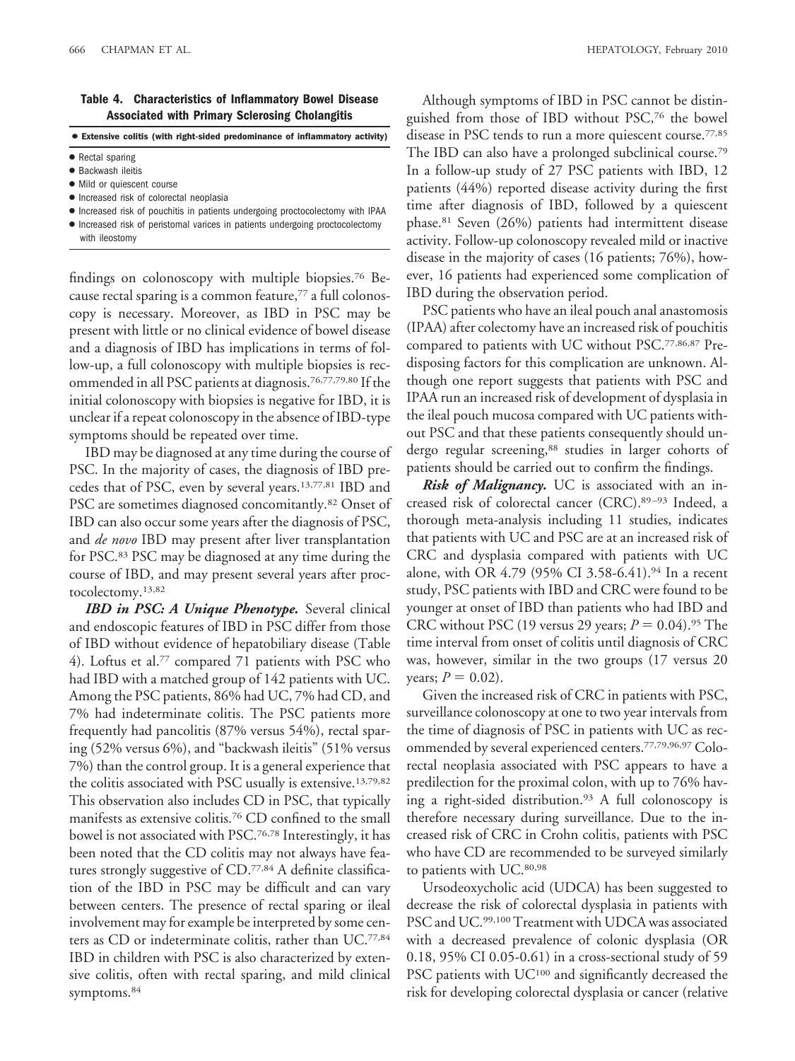**Table 4. Characteristics of Inflammatory Bowel Disease Associated with Primary Sclerosing Cholangitis**

| • Extensive colitis (with right-sided predominance of inflammatory activity) |
|---|
| • Rectal sparing |
| • Backwash ileitis |
| • Mild or quiescent course |
| • Increased risk of colorectal neoplasia |
| • Increased risk of pouchitis in patients undergoing proctocolectomy with IPAA |
| • Increased risk of peristomal varices in patients undergoing proctocolectomy with ileostomy |

findings on colonoscopy with multiple biopsies.[76] Because rectal sparing is a common feature,[77] a full colonoscopy is necessary. Moreover, as IBD in PSC may be present with little or no clinical evidence of bowel disease and a diagnosis of IBD has implications in terms of follow-up, a full colonoscopy with multiple biopsies is recommended in all PSC patients at diagnosis.[76,77,79,80] If the initial colonoscopy with biopsies is negative for IBD, it is unclear if a repeat colonoscopy in the absence of IBD-type symptoms should be repeated over time.

IBD may be diagnosed at any time during the course of PSC. In the majority of cases, the diagnosis of IBD precedes that of PSC, even by several years.[13,77,81] IBD and PSC are sometimes diagnosed concomitantly.[82] Onset of IBD can also occur some years after the diagnosis of PSC, and *de novo* IBD may present after liver transplantation for PSC.[83] PSC may be diagnosed at any time during the course of IBD, and may present several years after proctocolectomy.[13,82]

***IBD in PSC: A Unique Phenotype.*** Several clinical and endoscopic features of IBD in PSC differ from those of IBD without evidence of hepatobiliary disease (Table 4). Loftus et al.[77] compared 71 patients with PSC who had IBD with a matched group of 142 patients with UC. Among the PSC patients, 86% had UC, 7% had CD, and 7% had indeterminate colitis. The PSC patients more frequently had pancolitis (87% versus 54%), rectal sparing (52% versus 6%), and "backwash ileitis" (51% versus 7%) than the control group. It is a general experience that the colitis associated with PSC usually is extensive.[13,79,82] This observation also includes CD in PSC, that typically manifests as extensive colitis.[76] CD confined to the small bowel is not associated with PSC.[76,78] Interestingly, it has been noted that the CD colitis may not always have features strongly suggestive of CD.[77,84] A definite classification of the IBD in PSC may be difficult and can vary between centers. The presence of rectal sparing or ileal involvement may for example be interpreted by some centers as CD or indeterminate colitis, rather than UC.[77,84] IBD in children with PSC is also characterized by extensive colitis, often with rectal sparing, and mild clinical symptoms.[84]

Although symptoms of IBD in PSC cannot be distinguished from those of IBD without PSC,[76] the bowel disease in PSC tends to run a more quiescent course.[77,85] The IBD can also have a prolonged subclinical course.[79] In a follow-up study of 27 PSC patients with IBD, 12 patients (44%) reported disease activity during the first time after diagnosis of IBD, followed by a quiescent phase.[81] Seven (26%) patients had intermittent disease activity. Follow-up colonoscopy revealed mild or inactive disease in the majority of cases (16 patients; 76%), however, 16 patients had experienced some complication of IBD during the observation period.

PSC patients who have an ileal pouch anal anastomosis (IPAA) after colectomy have an increased risk of pouchitis compared to patients with UC without PSC.[77,86,87] Predisposing factors for this complication are unknown. Although one report suggests that patients with PSC and IPAA run an increased risk of development of dysplasia in the ileal pouch mucosa compared with UC patients without PSC and that these patients consequently should undergo regular screening,[88] studies in larger cohorts of patients should be carried out to confirm the findings.

***Risk of Malignancy.*** UC is associated with an increased risk of colorectal cancer (CRC).[89-93] Indeed, a thorough meta-analysis including 11 studies, indicates that patients with UC and PSC are at an increased risk of CRC and dysplasia compared with patients with UC alone, with OR 4.79 (95% CI 3.58-6.41).[94] In a recent study, PSC patients with IBD and CRC were found to be younger at onset of IBD than patients who had IBD and CRC without PSC (19 versus 29 years; $P = 0.04$).[95] The time interval from onset of colitis until diagnosis of CRC was, however, similar in the two groups (17 versus 20 years; $P = 0.02$).

Given the increased risk of CRC in patients with PSC, surveillance colonoscopy at one to two year intervals from the time of diagnosis of PSC in patients with UC as recommended by several experienced centers.[77,79,96,97] Colorectal neoplasia associated with PSC appears to have a predilection for the proximal colon, with up to 76% having a right-sided distribution.[93] A full colonoscopy is therefore necessary during surveillance. Due to the increased risk of CRC in Crohn colitis, patients with PSC who have CD are recommended to be surveyed similarly to patients with UC.[80,98]

Ursodeoxycholic acid (UDCA) has been suggested to decrease the risk of colorectal dysplasia in patients with PSC and UC.[99,100] Treatment with UDCA was associated with a decreased prevalence of colonic dysplasia (OR 0.18, 95% CI 0.05-0.61) in a cross-sectional study of 59 PSC patients with UC[100] and significantly decreased the risk for developing colorectal dysplasia or cancer (relative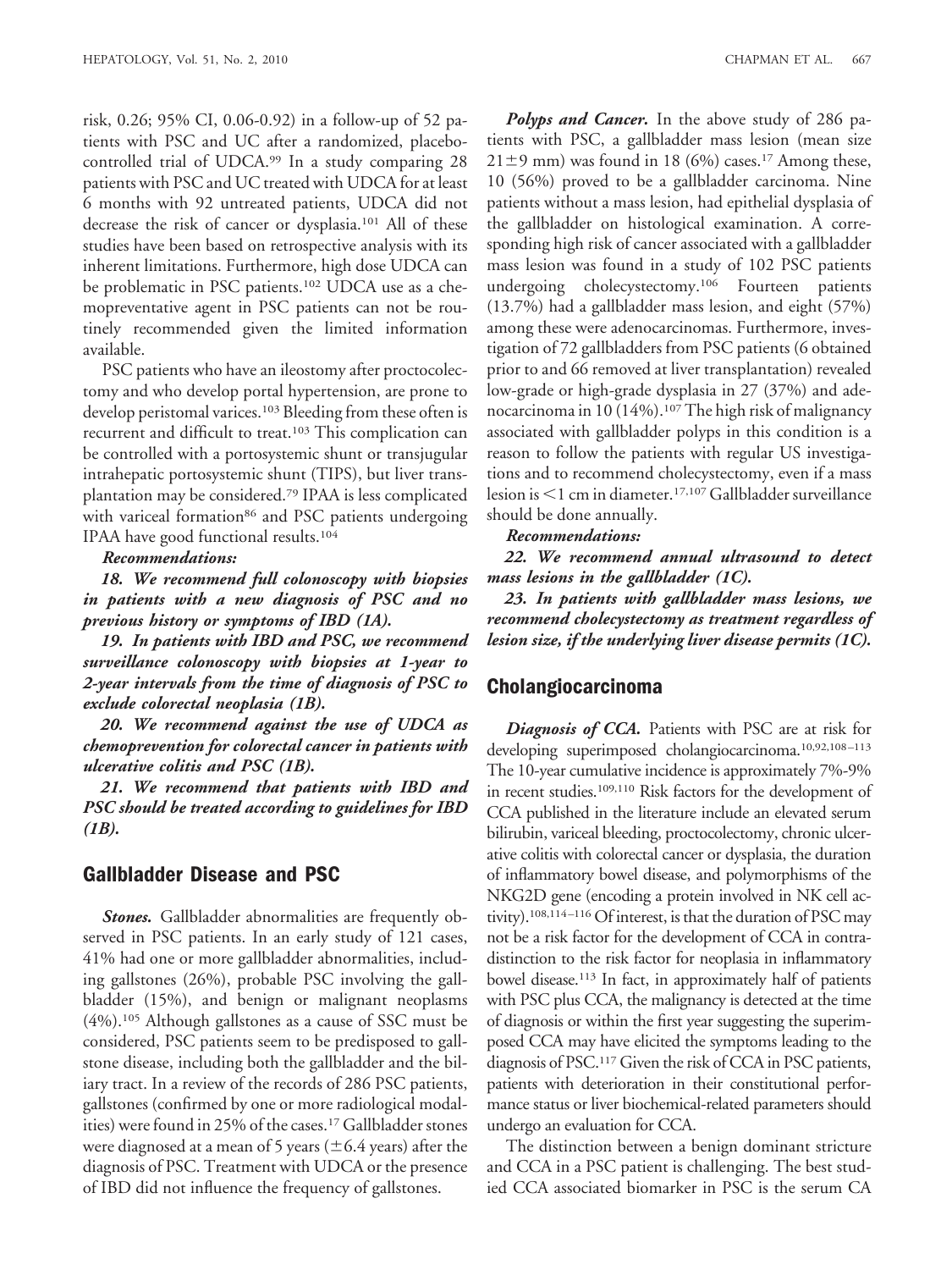risk, 0.26; 95% CI, 0.06-0.92) in a follow-up of 52 patients with PSC and UC after a randomized, placebo-controlled trial of UDCA.[99] In a study comparing 28 patients with PSC and UC treated with UDCA for at least 6 months with 92 untreated patients, UDCA did not decrease the risk of cancer or dysplasia.[101] All of these studies have been based on retrospective analysis with its inherent limitations. Furthermore, high dose UDCA can be problematic in PSC patients.[102] UDCA use as a chemopreventative agent in PSC patients can not be routinely recommended given the limited information available.

PSC patients who have an ileostomy after proctocolectomy and who develop portal hypertension, are prone to develop peristomal varices.[103] Bleeding from these often is recurrent and difficult to treat.[103] This complication can be controlled with a portosystemic shunt or transjugular intrahepatic portosystemic shunt (TIPS), but liver transplantation may be considered.[79] IPAA is less complicated with variceal formation[86] and PSC patients undergoing IPAA have good functional results.[104]

***Recommendations:***

***18. We recommend full colonoscopy with biopsies in patients with a new diagnosis of PSC and no previous history or symptoms of IBD (1A).***

***19. In patients with IBD and PSC, we recommend surveillance colonoscopy with biopsies at 1-year to 2-year intervals from the time of diagnosis of PSC to exclude colorectal neoplasia (1B).***

***20. We recommend against the use of UDCA as chemoprevention for colorectal cancer in patients with ulcerative colitis and PSC (1B).***

***21. We recommend that patients with IBD and PSC should be treated according to guidelines for IBD (1B).***

## Gallbladder Disease and PSC

***Stones.*** Gallbladder abnormalities are frequently observed in PSC patients. In an early study of 121 cases, 41% had one or more gallbladder abnormalities, including gallstones (26%), probable PSC involving the gallbladder (15%), and benign or malignant neoplasms (4%).[105] Although gallstones as a cause of SSC must be considered, PSC patients seem to be predisposed to gallstone disease, including both the gallbladder and the biliary tract. In a review of the records of 286 PSC patients, gallstones (confirmed by one or more radiological modalities) were found in 25% of the cases.[17] Gallbladder stones were diagnosed at a mean of 5 years ($\pm$6.4 years) after the diagnosis of PSC. Treatment with UDCA or the presence of IBD did not influence the frequency of gallstones.

***Polyps and Cancer.*** In the above study of 286 patients with PSC, a gallbladder mass lesion (mean size $21 \pm 9$ mm) was found in 18 (6%) cases.[17] Among these, 10 (56%) proved to be a gallbladder carcinoma. Nine patients without a mass lesion, had epithelial dysplasia of the gallbladder on histological examination. A corresponding high risk of cancer associated with a gallbladder mass lesion was found in a study of 102 PSC patients undergoing cholecystectomy.[106] Fourteen patients (13.7%) had a gallbladder mass lesion, and eight (57%) among these were adenocarcinomas. Furthermore, investigation of 72 gallbladders from PSC patients (6 obtained prior to and 66 removed at liver transplantation) revealed low-grade or high-grade dysplasia in 27 (37%) and adenocarcinoma in 10 (14%).[107] The high risk of malignancy associated with gallbladder polyps in this condition is a reason to follow the patients with regular US investigations and to recommend cholecystectomy, even if a mass lesion is <1 cm in diameter.[17,107] Gallbladder surveillance should be done annually.

***Recommendations:***

***22. We recommend annual ultrasound to detect mass lesions in the gallbladder (1C).***

***23. In patients with gallbladder mass lesions, we recommend cholecystectomy as treatment regardless of lesion size, if the underlying liver disease permits (1C).***

## Cholangiocarcinoma

***Diagnosis of CCA.*** Patients with PSC are at risk for developing superimposed cholangiocarcinoma.[10,92,108–113] The 10-year cumulative incidence is approximately 7%-9% in recent studies.[109,110] Risk factors for the development of CCA published in the literature include an elevated serum bilirubin, variceal bleeding, proctocolectomy, chronic ulcerative colitis with colorectal cancer or dysplasia, the duration of inflammatory bowel disease, and polymorphisms of the NKG2D gene (encoding a protein involved in NK cell activity).[108,114–116] Of interest, is that the duration of PSC may not be a risk factor for the development of CCA in contradistinction to the risk factor for neoplasia in inflammatory bowel disease.[113] In fact, in approximately half of patients with PSC plus CCA, the malignancy is detected at the time of diagnosis or within the first year suggesting the superimposed CCA may have elicited the symptoms leading to the diagnosis of PSC.[117] Given the risk of CCA in PSC patients, patients with deterioration in their constitutional performance status or liver biochemical-related parameters should undergo an evaluation for CCA.

The distinction between a benign dominant stricture and CCA in a PSC patient is challenging. The best studied CCA associated biomarker in PSC is the serum CA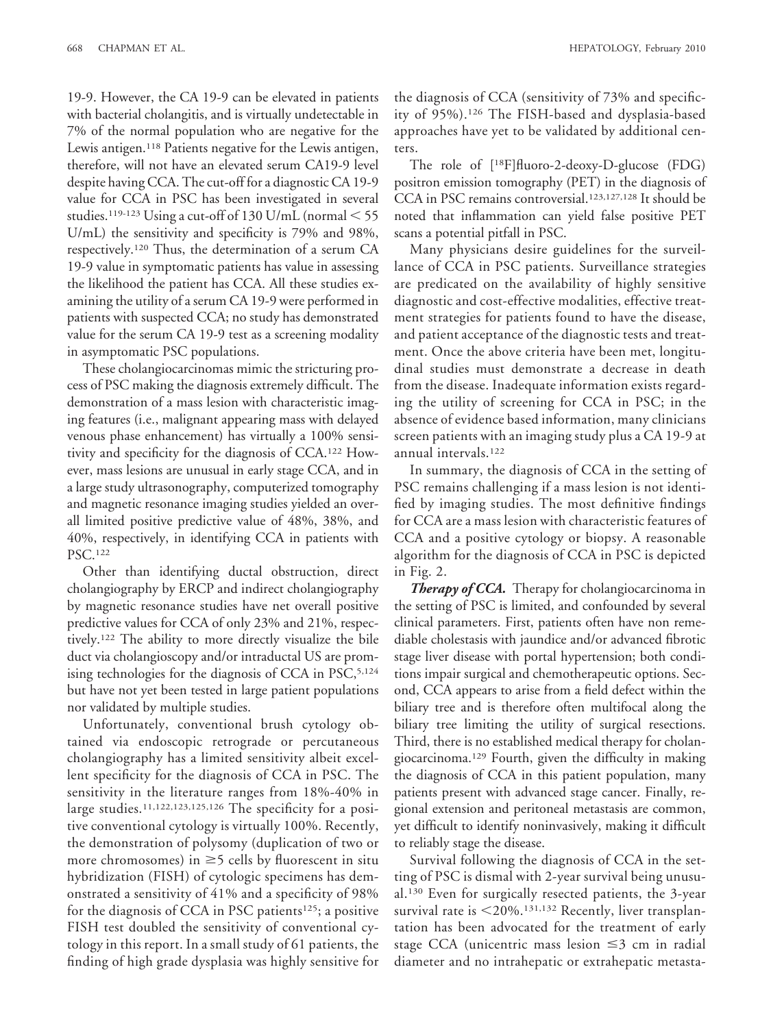19-9. However, the CA 19-9 can be elevated in patients with bacterial cholangitis, and is virtually undetectable in 7% of the normal population who are negative for the Lewis antigen.[118] Patients negative for the Lewis antigen, therefore, will not have an elevated serum CA19-9 level despite having CCA. The cut-off for a diagnostic CA 19-9 value for CCA in PSC has been investigated in several studies.[119-123] Using a cut-off of 130 U/mL (normal < 55 U/mL) the sensitivity and specificity is 79% and 98%, respectively.[120] Thus, the determination of a serum CA 19-9 value in symptomatic patients has value in assessing the likelihood the patient has CCA. All these studies examining the utility of a serum CA 19-9 were performed in patients with suspected CCA; no study has demonstrated value for the serum CA 19-9 test as a screening modality in asymptomatic PSC populations.

These cholangiocarcinomas mimic the stricturing process of PSC making the diagnosis extremely difficult. The demonstration of a mass lesion with characteristic imaging features (i.e., malignant appearing mass with delayed venous phase enhancement) has virtually a 100% sensitivity and specificity for the diagnosis of CCA.[122] However, mass lesions are unusual in early stage CCA, and in a large study ultrasonography, computerized tomography and magnetic resonance imaging studies yielded an overall limited positive predictive value of 48%, 38%, and 40%, respectively, in identifying CCA in patients with PSC.[122]

Other than identifying ductal obstruction, direct cholangiography by ERCP and indirect cholangiography by magnetic resonance studies have net overall positive predictive values for CCA of only 23% and 21%, respectively.[122] The ability to more directly visualize the bile duct via cholangioscopy and/or intraductal US are promising technologies for the diagnosis of CCA in PSC,[5,124] but have not yet been tested in large patient populations nor validated by multiple studies.

Unfortunately, conventional brush cytology obtained via endoscopic retrograde or percutaneous cholangiography has a limited sensitivity albeit excellent specificity for the diagnosis of CCA in PSC. The sensitivity in the literature ranges from 18%-40% in large studies.[11,122,123,125,126] The specificity for a positive conventional cytology is virtually 100%. Recently, the demonstration of polysomy (duplication of two or more chromosomes) in ≥5 cells by fluorescent in situ hybridization (FISH) of cytologic specimens has demonstrated a sensitivity of 41% and a specificity of 98% for the diagnosis of CCA in PSC patients[125]; a positive FISH test doubled the sensitivity of conventional cytology in this report. In a small study of 61 patients, the finding of high grade dysplasia was highly sensitive for the diagnosis of CCA (sensitivity of 73% and specificity of 95%).[126] The FISH-based and dysplasia-based approaches have yet to be validated by additional centers.

The role of [$^{18}$F]fluoro-2-deoxy-D-glucose (FDG) positron emission tomography (PET) in the diagnosis of CCA in PSC remains controversial.[123,127,128] It should be noted that inflammation can yield false positive PET scans a potential pitfall in PSC.

Many physicians desire guidelines for the surveillance of CCA in PSC patients. Surveillance strategies are predicated on the availability of highly sensitive diagnostic and cost-effective modalities, effective treatment strategies for patients found to have the disease, and patient acceptance of the diagnostic tests and treatment. Once the above criteria have been met, longitudinal studies must demonstrate a decrease in death from the disease. Inadequate information exists regarding the utility of screening for CCA in PSC; in the absence of evidence based information, many clinicians screen patients with an imaging study plus a CA 19-9 at annual intervals.[122]

In summary, the diagnosis of CCA in the setting of PSC remains challenging if a mass lesion is not identified by imaging studies. The most definitive findings for CCA are a mass lesion with characteristic features of CCA and a positive cytology or biopsy. A reasonable algorithm for the diagnosis of CCA in PSC is depicted in Fig. 2.

***Therapy of CCA.*** Therapy for cholangiocarcinoma in the setting of PSC is limited, and confounded by several clinical parameters. First, patients often have non remediable cholestasis with jaundice and/or advanced fibrotic stage liver disease with portal hypertension; both conditions impair surgical and chemotherapeutic options. Second, CCA appears to arise from a field defect within the biliary tree and is therefore often multifocal along the biliary tree limiting the utility of surgical resections. Third, there is no established medical therapy for cholangiocarcinoma.[129] Fourth, given the difficulty in making the diagnosis of CCA in this patient population, many patients present with advanced stage cancer. Finally, regional extension and peritoneal metastasis are common, yet difficult to identify noninvasively, making it difficult to reliably stage the disease.

Survival following the diagnosis of CCA in the setting of PSC is dismal with 2-year survival being unusual.[130] Even for surgically resected patients, the 3-year survival rate is <20%.[131,132] Recently, liver transplantation has been advocated for the treatment of early stage CCA (unicentric mass lesion ≤3 cm in radial diameter and no intrahepatic or extrahepatic metasta-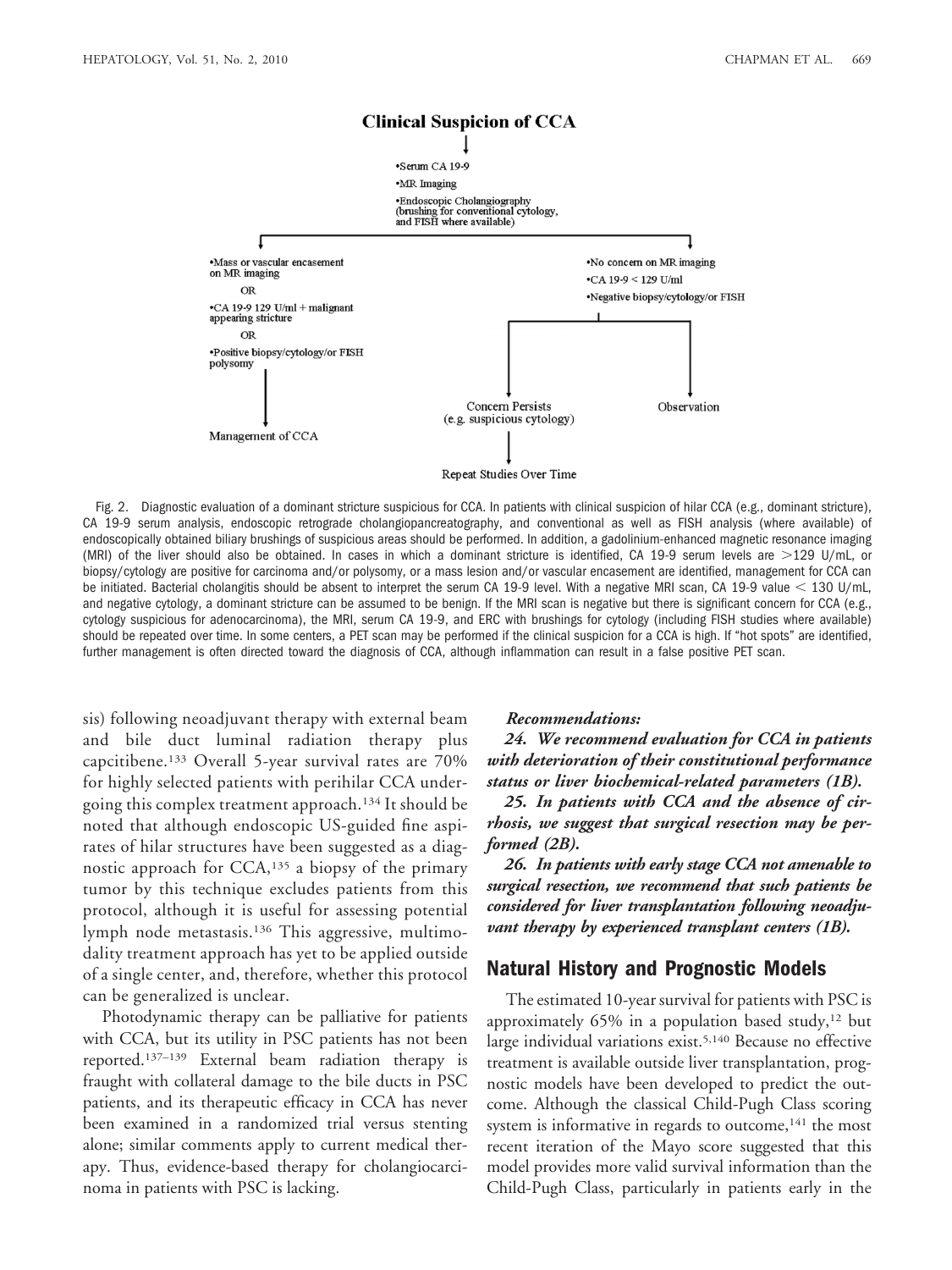**Clinical Suspicion of CCA**

↓

- Serum CA 19-9
- MR Imaging
- Endoscopic Cholangiography (brushing for conventional cytology, and FISH where available)

Left branch:

- Mass or vascular encasement on MR imaging

 OR

- CA 19-9 129 U/ml + malignant appearing stricture

 OR

- Positive biopsy/cytology/or FISH polysomy

↓

Management of CCA

Right branch:

- No concern on MR imaging
- CA 19-9 < 129 U/ml
- Negative biopsy/cytology/or FISH

→ Concern Persists (e.g. suspicious cytology) → Repeat Studies Over Time

→ Observation

Fig. 2. Diagnostic evaluation of a dominant stricture suspicious for CCA. In patients with clinical suspicion of hilar CCA (e.g., dominant stricture), CA 19-9 serum analysis, endoscopic retrograde cholangiopancreatography, and conventional as well as FISH analysis (where available) of endoscopically obtained biliary brushings of suspicious areas should be performed. In addition, a gadolinium-enhanced magnetic resonance imaging (MRI) of the liver should also be obtained. In cases in which a dominant stricture is identified, CA 19-9 serum levels are >129 U/mL, or biopsy/cytology are positive for carcinoma and/or polysomy, or a mass lesion and/or vascular encasement are identified, management for CCA can be initiated. Bacterial cholangitis should be absent to interpret the serum CA 19-9 level. With a negative MRI scan, CA 19-9 value < 130 U/mL, and negative cytology, a dominant stricture can be assumed to be benign. If the MRI scan is negative but there is significant concern for CCA (e.g., cytology suspicious for adenocarcinoma), the MRI, serum CA 19-9, and ERC with brushings for cytology (including FISH studies where available) should be repeated over time. In some centers, a PET scan may be performed if the clinical suspicion for a CCA is high. If "hot spots" are identified, further management is often directed toward the diagnosis of CCA, although inflammation can result in a false positive PET scan.

sis) following neoadjuvant therapy with external beam and bile duct luminal radiation therapy plus capcitibene.[133] Overall 5-year survival rates are 70% for highly selected patients with perihilar CCA undergoing this complex treatment approach.[134] It should be noted that although endoscopic US-guided fine aspirates of hilar structures have been suggested as a diagnostic approach for CCA,[135] a biopsy of the primary tumor by this technique excludes patients from this protocol, although it is useful for assessing potential lymph node metastasis.[136] This aggressive, multimodality treatment approach has yet to be applied outside of a single center, and, therefore, whether this protocol can be generalized is unclear.

Photodynamic therapy can be palliative for patients with CCA, but its utility in PSC patients has not been reported.[137–139] External beam radiation therapy is fraught with collateral damage to the bile ducts in PSC patients, and its therapeutic efficacy in CCA has never been examined in a randomized trial versus stenting alone; similar comments apply to current medical therapy. Thus, evidence-based therapy for cholangiocarcinoma in patients with PSC is lacking.

***Recommendations:***

***24. We recommend evaluation for CCA in patients with deterioration of their constitutional performance status or liver biochemical-related parameters (1B).***

***25. In patients with CCA and the absence of cirrhosis, we suggest that surgical resection may be performed (2B).***

***26. In patients with early stage CCA not amenable to surgical resection, we recommend that such patients be considered for liver transplantation following neoadjuvant therapy by experienced transplant centers (1B).***

## Natural History and Prognostic Models

The estimated 10-year survival for patients with PSC is approximately 65% in a population based study,[12] but large individual variations exist.[5,140] Because no effective treatment is available outside liver transplantation, prognostic models have been developed to predict the outcome. Although the classical Child-Pugh Class scoring system is informative in regards to outcome,[141] the most recent iteration of the Mayo score suggested that this model provides more valid survival information than the Child-Pugh Class, particularly in patients early in the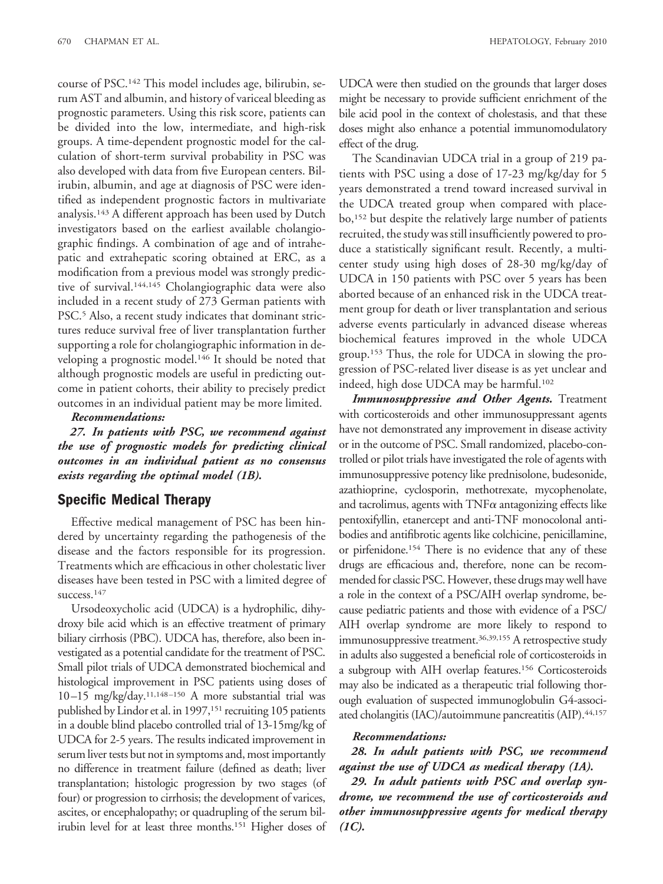course of PSC.[142] This model includes age, bilirubin, serum AST and albumin, and history of variceal bleeding as prognostic parameters. Using this risk score, patients can be divided into the low, intermediate, and high-risk groups. A time-dependent prognostic model for the calculation of short-term survival probability in PSC was also developed with data from five European centers. Bilirubin, albumin, and age at diagnosis of PSC were identified as independent prognostic factors in multivariate analysis.[143] A different approach has been used by Dutch investigators based on the earliest available cholangiographic findings. A combination of age and of intrahepatic and extrahepatic scoring obtained at ERC, as a modification from a previous model was strongly predictive of survival.[144,145] Cholangiographic data were also included in a recent study of 273 German patients with PSC.[5] Also, a recent study indicates that dominant strictures reduce survival free of liver transplantation further supporting a role for cholangiographic information in developing a prognostic model.[146] It should be noted that although prognostic models are useful in predicting outcome in patient cohorts, their ability to precisely predict outcomes in an individual patient may be more limited.

***Recommendations:***

***27. In patients with PSC, we recommend against the use of prognostic models for predicting clinical outcomes in an individual patient as no consensus exists regarding the optimal model (1B).***

## Specific Medical Therapy

Effective medical management of PSC has been hindered by uncertainty regarding the pathogenesis of the disease and the factors responsible for its progression. Treatments which are efficacious in other cholestatic liver diseases have been tested in PSC with a limited degree of success.[147]

Ursodeoxycholic acid (UDCA) is a hydrophilic, dihydroxy bile acid which is an effective treatment of primary biliary cirrhosis (PBC). UDCA has, therefore, also been investigated as a potential candidate for the treatment of PSC. Small pilot trials of UDCA demonstrated biochemical and histological improvement in PSC patients using doses of 10–15 mg/kg/day.[11,148–150] A more substantial trial was published by Lindor et al. in 1997,[151] recruiting 105 patients in a double blind placebo controlled trial of 13-15mg/kg of UDCA for 2-5 years. The results indicated improvement in serum liver tests but not in symptoms and, most importantly no difference in treatment failure (defined as death; liver transplantation; histologic progression by two stages (of four) or progression to cirrhosis; the development of varices, ascites, or encephalopathy; or quadrupling of the serum bilirubin level for at least three months.[151] Higher doses of UDCA were then studied on the grounds that larger doses might be necessary to provide sufficient enrichment of the bile acid pool in the context of cholestasis, and that these doses might also enhance a potential immunomodulatory effect of the drug.

The Scandinavian UDCA trial in a group of 219 patients with PSC using a dose of 17-23 mg/kg/day for 5 years demonstrated a trend toward increased survival in the UDCA treated group when compared with placebo,[152] but despite the relatively large number of patients recruited, the study was still insufficiently powered to produce a statistically significant result. Recently, a multicenter study using high doses of 28-30 mg/kg/day of UDCA in 150 patients with PSC over 5 years has been aborted because of an enhanced risk in the UDCA treatment group for death or liver transplantation and serious adverse events particularly in advanced disease whereas biochemical features improved in the whole UDCA group.[153] Thus, the role for UDCA in slowing the progression of PSC-related liver disease is as yet unclear and indeed, high dose UDCA may be harmful.[102]

***Immunosuppressive and Other Agents.*** Treatment with corticosteroids and other immunosuppressant agents have not demonstrated any improvement in disease activity or in the outcome of PSC. Small randomized, placebo-controlled or pilot trials have investigated the role of agents with immunosuppressive potency like prednisolone, budesonide, azathioprine, cyclosporin, methotrexate, mycophenolate, and tacrolimus, agents with TNFα antagonizing effects like pentoxifyllin, etanercept and anti-TNF monocolonal antibodies and antifibrotic agents like colchicine, penicillamine, or pirfenidone.[154] There is no evidence that any of these drugs are efficacious and, therefore, none can be recommended for classic PSC. However, these drugs may well have a role in the context of a PSC/AIH overlap syndrome, because pediatric patients and those with evidence of a PSC/AIH overlap syndrome are more likely to respond to immunosuppressive treatment.[36,39,155] A retrospective study in adults also suggested a beneficial role of corticosteroids in a subgroup with AIH overlap features.[156] Corticosteroids may also be indicated as a therapeutic trial following thorough evaluation of suspected immunoglobulin G4-associated cholangitis (IAC)/autoimmune pancreatitis (AIP).[44,157]

***Recommendations:***

***28. In adult patients with PSC, we recommend against the use of UDCA as medical therapy (1A).***

***29. In adult patients with PSC and overlap syndrome, we recommend the use of corticosteroids and other immunosuppressive agents for medical therapy (1C).***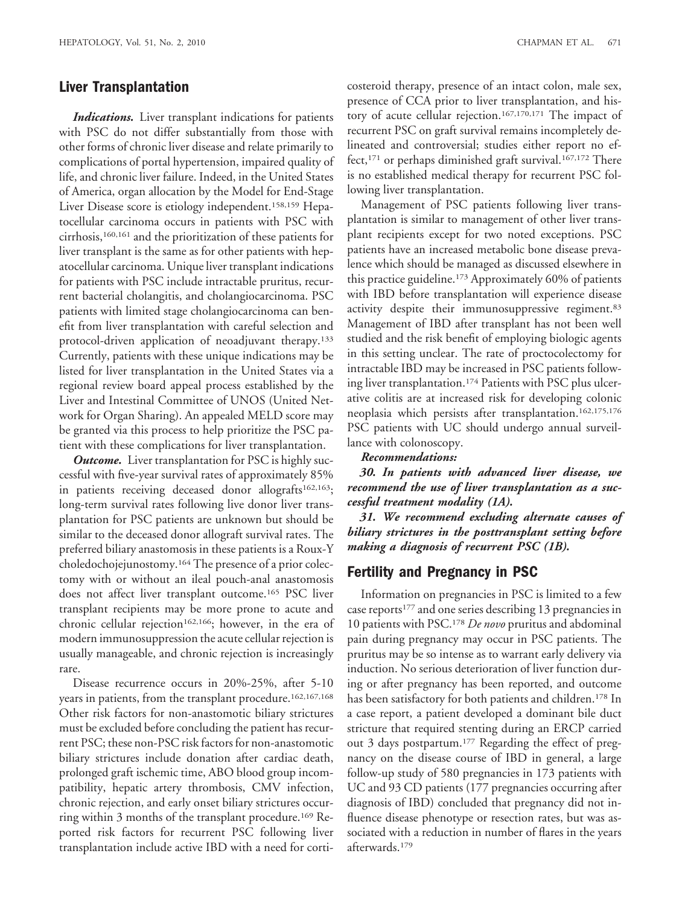## Liver Transplantation

***Indications.*** Liver transplant indications for patients with PSC do not differ substantially from those with other forms of chronic liver disease and relate primarily to complications of portal hypertension, impaired quality of life, and chronic liver failure. Indeed, in the United States of America, organ allocation by the Model for End-Stage Liver Disease score is etiology independent.[158,159] Hepatocellular carcinoma occurs in patients with PSC with cirrhosis,[160,161] and the prioritization of these patients for liver transplant is the same as for other patients with hepatocellular carcinoma. Unique liver transplant indications for patients with PSC include intractable pruritus, recurrent bacterial cholangitis, and cholangiocarcinoma. PSC patients with limited stage cholangiocarcinoma can benefit from liver transplantation with careful selection and protocol-driven application of neoadjuvant therapy.[133] Currently, patients with these unique indications may be listed for liver transplantation in the United States via a regional review board appeal process established by the Liver and Intestinal Committee of UNOS (United Network for Organ Sharing). An appealed MELD score may be granted via this process to help prioritize the PSC patient with these complications for liver transplantation.

***Outcome.*** Liver transplantation for PSC is highly successful with five-year survival rates of approximately 85% in patients receiving deceased donor allografts[162,163]; long-term survival rates following live donor liver transplantation for PSC patients are unknown but should be similar to the deceased donor allograft survival rates. The preferred biliary anastomosis in these patients is a Roux-Y choledochojejunostomy.[164] The presence of a prior colectomy with or without an ileal pouch-anal anastomosis does not affect liver transplant outcome.[165] PSC liver transplant recipients may be more prone to acute and chronic cellular rejection[162,166]; however, in the era of modern immunosuppression the acute cellular rejection is usually manageable, and chronic rejection is increasingly rare.

Disease recurrence occurs in 20%-25%, after 5-10 years in patients, from the transplant procedure.[162,167,168] Other risk factors for non-anastomotic biliary strictures must be excluded before concluding the patient has recurrent PSC; these non-PSC risk factors for non-anastomotic biliary strictures include donation after cardiac death, prolonged graft ischemic time, ABO blood group incompatibility, hepatic artery thrombosis, CMV infection, chronic rejection, and early onset biliary strictures occurring within 3 months of the transplant procedure.[169] Reported risk factors for recurrent PSC following liver transplantation include active IBD with a need for corticosteroid therapy, presence of an intact colon, male sex, presence of CCA prior to liver transplantation, and history of acute cellular rejection.[167,170,171] The impact of recurrent PSC on graft survival remains incompletely delineated and controversial; studies either report no effect,[171] or perhaps diminished graft survival.[167,172] There is no established medical therapy for recurrent PSC following liver transplantation.

Management of PSC patients following liver transplantation is similar to management of other liver transplant recipients except for two noted exceptions. PSC patients have an increased metabolic bone disease prevalence which should be managed as discussed elsewhere in this practice guideline.[173] Approximately 60% of patients with IBD before transplantation will experience disease activity despite their immunosuppressive regiment.[83] Management of IBD after transplant has not been well studied and the risk benefit of employing biologic agents in this setting unclear. The rate of proctocolectomy for intractable IBD may be increased in PSC patients following liver transplantation.[174] Patients with PSC plus ulcerative colitis are at increased risk for developing colonic neoplasia which persists after transplantation.[162,175,176] PSC patients with UC should undergo annual surveillance with colonoscopy.

***Recommendations:***

***30. In patients with advanced liver disease, we recommend the use of liver transplantation as a successful treatment modality (1A).***

***31. We recommend excluding alternate causes of biliary strictures in the posttransplant setting before making a diagnosis of recurrent PSC (1B).***

## Fertility and Pregnancy in PSC

Information on pregnancies in PSC is limited to a few case reports[177] and one series describing 13 pregnancies in 10 patients with PSC.[178] *De novo* pruritus and abdominal pain during pregnancy may occur in PSC patients. The pruritus may be so intense as to warrant early delivery via induction. No serious deterioration of liver function during or after pregnancy has been reported, and outcome has been satisfactory for both patients and children.[178] In a case report, a patient developed a dominant bile duct stricture that required stenting during an ERCP carried out 3 days postpartum.[177] Regarding the effect of pregnancy on the disease course of IBD in general, a large follow-up study of 580 pregnancies in 173 patients with UC and 93 CD patients (177 pregnancies occurring after diagnosis of IBD) concluded that pregnancy did not influence disease phenotype or resection rates, but was associated with a reduction in number of flares in the years afterwards.[179]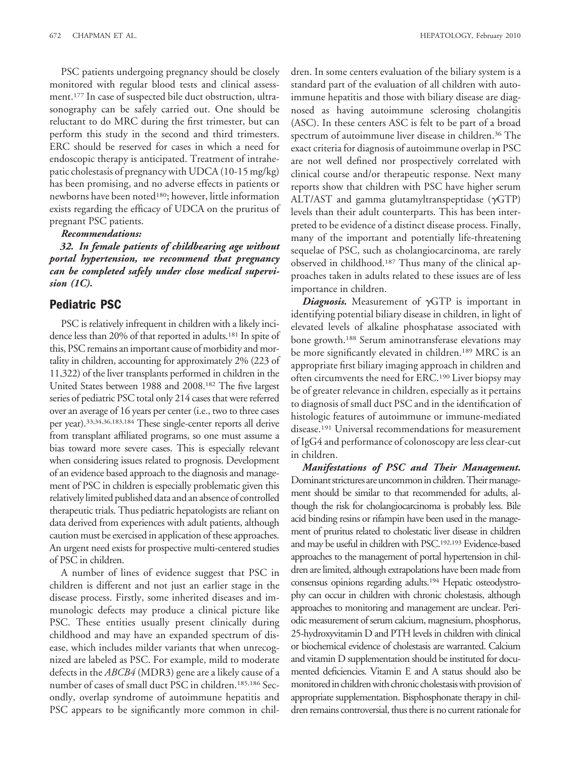PSC patients undergoing pregnancy should be closely monitored with regular blood tests and clinical assessment.[177] In case of suspected bile duct obstruction, ultrasonography can be safely carried out. One should be reluctant to do MRC during the first trimester, but can perform this study in the second and third trimesters. ERC should be reserved for cases in which a need for endoscopic therapy is anticipated. Treatment of intrahepatic cholestasis of pregnancy with UDCA (10-15 mg/kg) has been promising, and no adverse effects in patients or newborns have been noted[180]; however, little information exists regarding the efficacy of UDCA on the pruritus of pregnant PSC patients.

***Recommendations:***

***32. In female patients of childbearing age without portal hypertension, we recommend that pregnancy can be completed safely under close medical supervision (1C).***

## Pediatric PSC

PSC is relatively infrequent in children with a likely incidence less than 20% of that reported in adults.[181] In spite of this, PSC remains an important cause of morbidity and mortality in children, accounting for approximately 2% (223 of 11,322) of the liver transplants performed in children in the United States between 1988 and 2008.[182] The five largest series of pediatric PSC total only 214 cases that were referred over an average of 16 years per center (i.e., two to three cases per year).[33,34,36,183,184] These single-center reports all derive from transplant affiliated programs, so one must assume a bias toward more severe cases. This is especially relevant when considering issues related to prognosis. Development of an evidence based approach to the diagnosis and management of PSC in children is especially problematic given this relatively limited published data and an absence of controlled therapeutic trials. Thus pediatric hepatologists are reliant on data derived from experiences with adult patients, although caution must be exercised in application of these approaches. An urgent need exists for prospective multi-centered studies of PSC in children.

A number of lines of evidence suggest that PSC in children is different and not just an earlier stage in the disease process. Firstly, some inherited diseases and immunologic defects may produce a clinical picture like PSC. These entities usually present clinically during childhood and may have an expanded spectrum of disease, which includes milder variants that when unrecognized are labeled as PSC. For example, mild to moderate defects in the *ABCB4* (MDR3) gene are a likely cause of a number of cases of small duct PSC in children.[185,186] Secondly, overlap syndrome of autoimmune hepatitis and PSC appears to be significantly more common in children. In some centers evaluation of the biliary system is a standard part of the evaluation of all children with autoimmune hepatitis and those with biliary disease are diagnosed as having autoimmune sclerosing cholangitis (ASC). In these centers ASC is felt to be part of a broad spectrum of autoimmune liver disease in children.[36] The exact criteria for diagnosis of autoimmune overlap in PSC are not well defined nor prospectively correlated with clinical course and/or therapeutic response. Next many reports show that children with PSC have higher serum ALT/AST and gamma glutamyltranspeptidase ($\gamma$GTP) levels than their adult counterparts. This has been interpreted to be evidence of a distinct disease process. Finally, many of the important and potentially life-threatening sequelae of PSC, such as cholangiocarcinoma, are rarely observed in childhood.[187] Thus many of the clinical approaches taken in adults related to these issues are of less importance in children.

***Diagnosis.*** Measurement of $\gamma$GTP is important in identifying potential biliary disease in children, in light of elevated levels of alkaline phosphatase associated with bone growth.[188] Serum aminotransferase elevations may be more significantly elevated in children.[189] MRC is an appropriate first biliary imaging approach in children and often circumvents the need for ERC.[190] Liver biopsy may be of greater relevance in children, especially as it pertains to diagnosis of small duct PSC and in the identification of histologic features of autoimmune or immune-mediated disease.[191] Universal recommendations for measurement of IgG4 and performance of colonoscopy are less clear-cut in children.

***Manifestations of PSC and Their Management.*** Dominant strictures are uncommon in children. Their management should be similar to that recommended for adults, although the risk for cholangiocarcinoma is probably less. Bile acid binding resins or rifampin have been used in the management of pruritus related to cholestatic liver disease in children and may be useful in children with PSC.[192,193] Evidence-based approaches to the management of portal hypertension in children are limited, although extrapolations have been made from consensus opinions regarding adults.[194] Hepatic osteodystrophy can occur in children with chronic cholestasis, although approaches to monitoring and management are unclear. Periodic measurement of serum calcium, magnesium, phosphorus, 25-hydroxyvitamin D and PTH levels in children with clinical or biochemical evidence of cholestasis are warranted. Calcium and vitamin D supplementation should be instituted for documented deficiencies. Vitamin E and A status should also be monitored in children with chronic cholestasis with provision of appropriate supplementation. Bisphosphonate therapy in children remains controversial, thus there is no current rationale for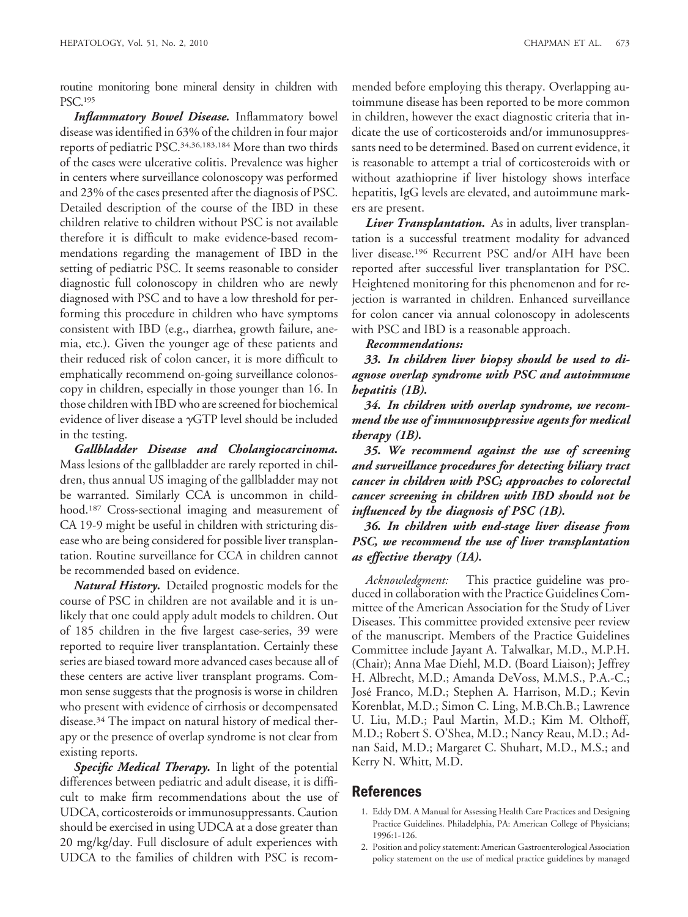routine monitoring bone mineral density in children with PSC.[195]

***Inflammatory Bowel Disease.*** Inflammatory bowel disease was identified in 63% of the children in four major reports of pediatric PSC.[34,36,183,184] More than two thirds of the cases were ulcerative colitis. Prevalence was higher in centers where surveillance colonoscopy was performed and 23% of the cases presented after the diagnosis of PSC. Detailed description of the course of the IBD in these children relative to children without PSC is not available therefore it is difficult to make evidence-based recommendations regarding the management of IBD in the setting of pediatric PSC. It seems reasonable to consider diagnostic full colonoscopy in children who are newly diagnosed with PSC and to have a low threshold for performing this procedure in children who have symptoms consistent with IBD (e.g., diarrhea, growth failure, anemia, etc.). Given the younger age of these patients and their reduced risk of colon cancer, it is more difficult to emphatically recommend on-going surveillance colonoscopy in children, especially in those younger than 16. In those children with IBD who are screened for biochemical evidence of liver disease a $\gamma$GTP level should be included in the testing.

***Gallbladder Disease and Cholangiocarcinoma.*** Mass lesions of the gallbladder are rarely reported in children, thus annual US imaging of the gallbladder may not be warranted. Similarly CCA is uncommon in childhood.[187] Cross-sectional imaging and measurement of CA 19-9 might be useful in children with stricturing disease who are being considered for possible liver transplantation. Routine surveillance for CCA in children cannot be recommended based on evidence.

***Natural History.*** Detailed prognostic models for the course of PSC in children are not available and it is unlikely that one could apply adult models to children. Out of 185 children in the five largest case-series, 39 were reported to require liver transplantation. Certainly these series are biased toward more advanced cases because all of these centers are active liver transplant programs. Common sense suggests that the prognosis is worse in children who present with evidence of cirrhosis or decompensated disease.[34] The impact on natural history of medical therapy or the presence of overlap syndrome is not clear from existing reports.

***Specific Medical Therapy.*** In light of the potential differences between pediatric and adult disease, it is difficult to make firm recommendations about the use of UDCA, corticosteroids or immunosuppressants. Caution should be exercised in using UDCA at a dose greater than 20 mg/kg/day. Full disclosure of adult experiences with UDCA to the families of children with PSC is recommended before employing this therapy. Overlapping autoimmune disease has been reported to be more common in children, however the exact diagnostic criteria that indicate the use of corticosteroids and/or immunosuppressants need to be determined. Based on current evidence, it is reasonable to attempt a trial of corticosteroids with or without azathioprine if liver histology shows interface hepatitis, IgG levels are elevated, and autoimmune markers are present.

***Liver Transplantation.*** As in adults, liver transplantation is a successful treatment modality for advanced liver disease.[196] Recurrent PSC and/or AIH have been reported after successful liver transplantation for PSC. Heightened monitoring for this phenomenon and for rejection is warranted in children. Enhanced surveillance for colon cancer via annual colonoscopy in adolescents with PSC and IBD is a reasonable approach.

***Recommendations:***

***33. In children liver biopsy should be used to diagnose overlap syndrome with PSC and autoimmune hepatitis (1B).***

***34. In children with overlap syndrome, we recommend the use of immunosuppressive agents for medical therapy (1B).***

***35. We recommend against the use of screening and surveillance procedures for detecting biliary tract cancer in children with PSC; approaches to colorectal cancer screening in children with IBD should not be influenced by the diagnosis of PSC (1B).***

***36. In children with end-stage liver disease from PSC, we recommend the use of liver transplantation as effective therapy (1A).***

*Acknowledgment:* This practice guideline was produced in collaboration with the Practice Guidelines Committee of the American Association for the Study of Liver Diseases. This committee provided extensive peer review of the manuscript. Members of the Practice Guidelines Committee include Jayant A. Talwalkar, M.D., M.P.H. (Chair); Anna Mae Diehl, M.D. (Board Liaison); Jeffrey H. Albrecht, M.D.; Amanda DeVoss, M.M.S., P.A.-C.; José Franco, M.D.; Stephen A. Harrison, M.D.; Kevin Korenblat, M.D.; Simon C. Ling, M.B.Ch.B.; Lawrence U. Liu, M.D.; Paul Martin, M.D.; Kim M. Olthoff, M.D.; Robert S. O'Shea, M.D.; Nancy Reau, M.D.; Adnan Said, M.D.; Margaret C. Shuhart, M.D., M.S.; and Kerry N. Whitt, M.D.

## References

1. Eddy DM. A Manual for Assessing Health Care Practices and Designing Practice Guidelines. Philadelphia, PA: American College of Physicians; 1996:1-126.
2. Position and policy statement: American Gastroenterological Association policy statement on the use of medical practice guidelines by managed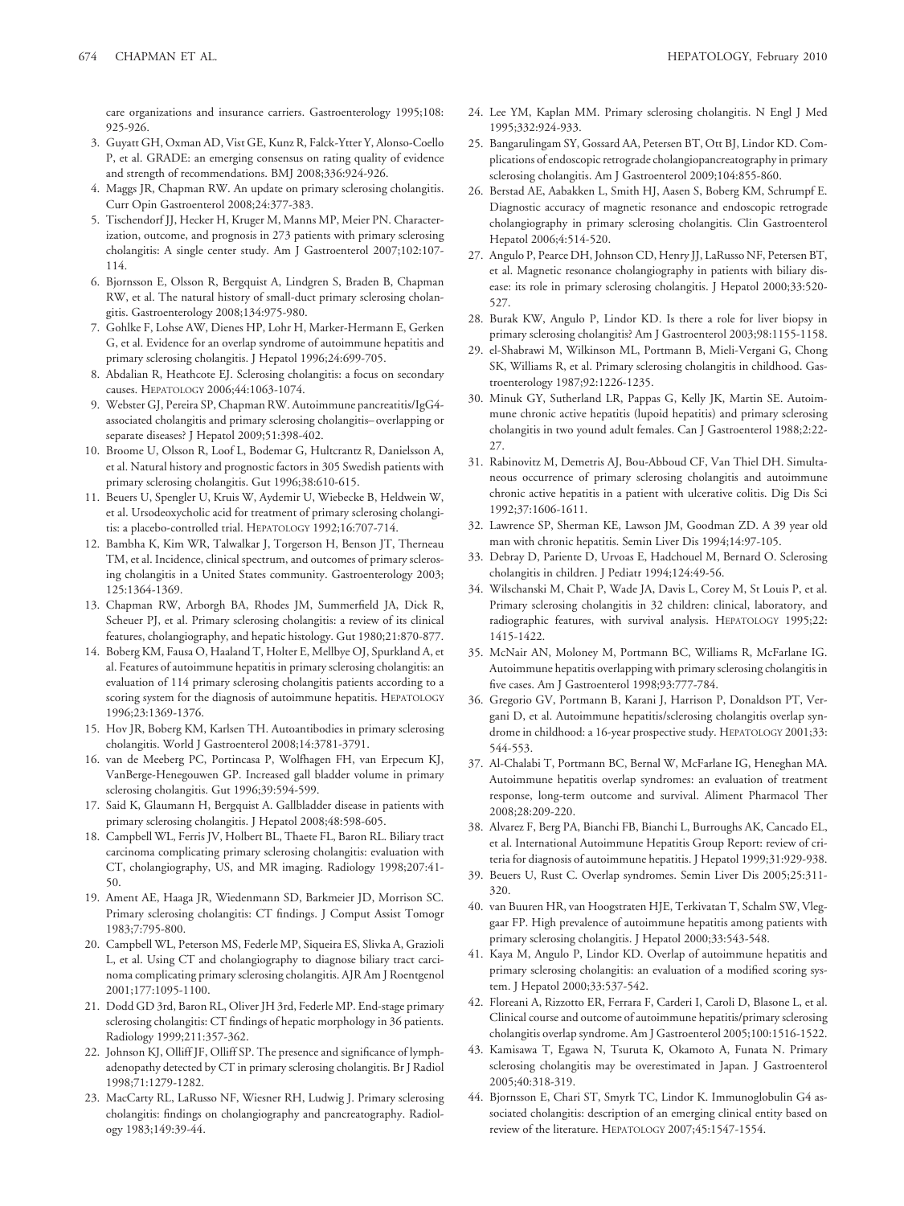care organizations and insurance carriers. Gastroenterology 1995;108: 925-926.

3. Guyatt GH, Oxman AD, Vist GE, Kunz R, Falck-Ytter Y, Alonso-Coello P, et al. GRADE: an emerging consensus on rating quality of evidence and strength of recommendations. BMJ 2008;336:924-926.
4. Maggs JR, Chapman RW. An update on primary sclerosing cholangitis. Curr Opin Gastroenterol 2008;24:377-383.
5. Tischendorf JJ, Hecker H, Kruger M, Manns MP, Meier PN. Characterization, outcome, and prognosis in 273 patients with primary sclerosing cholangitis: A single center study. Am J Gastroenterol 2007;102:107-114.
6. Bjornsson E, Olsson R, Bergquist A, Lindgren S, Braden B, Chapman RW, et al. The natural history of small-duct primary sclerosing cholangitis. Gastroenterology 2008;134:975-980.
7. Gohlke F, Lohse AW, Dienes HP, Lohr H, Marker-Hermann E, Gerken G, et al. Evidence for an overlap syndrome of autoimmune hepatitis and primary sclerosing cholangitis. J Hepatol 1996;24:699-705.
8. Abdalian R, Heathcote EJ. Sclerosing cholangitis: a focus on secondary causes. HEPATOLOGY 2006;44:1063-1074.
9. Webster GJ, Pereira SP, Chapman RW. Autoimmune pancreatitis/IgG4-associated cholangitis and primary sclerosing cholangitis–overlapping or separate diseases? J Hepatol 2009;51:398-402.
10. Broome U, Olsson R, Loof L, Bodemar G, Hultcrantz R, Danielsson A, et al. Natural history and prognostic factors in 305 Swedish patients with primary sclerosing cholangitis. Gut 1996;38:610-615.
11. Beuers U, Spengler U, Kruis W, Aydemir U, Wiebecke B, Heldwein W, et al. Ursodeoxycholic acid for treatment of primary sclerosing cholangitis: a placebo-controlled trial. HEPATOLOGY 1992;16:707-714.
12. Bambha K, Kim WR, Talwalkar J, Torgerson H, Benson JT, Therneau TM, et al. Incidence, clinical spectrum, and outcomes of primary sclerosing cholangitis in a United States community. Gastroenterology 2003; 125:1364-1369.
13. Chapman RW, Arborgh BA, Rhodes JM, Summerfield JA, Dick R, Scheuer PJ, et al. Primary sclerosing cholangitis: a review of its clinical features, cholangiography, and hepatic histology. Gut 1980;21:870-877.
14. Boberg KM, Fausa O, Haaland T, Holter E, Mellbye OJ, Spurkland A, et al. Features of autoimmune hepatitis in primary sclerosing cholangitis: an evaluation of 114 primary sclerosing cholangitis patients according to a scoring system for the diagnosis of autoimmune hepatitis. HEPATOLOGY 1996;23:1369-1376.
15. Hov JR, Boberg KM, Karlsen TH. Autoantibodies in primary sclerosing cholangitis. World J Gastroenterol 2008;14:3781-3791.
16. van de Meeberg PC, Portincasa P, Wolfhagen FH, van Erpecum KJ, VanBerge-Henegouwen GP. Increased gall bladder volume in primary sclerosing cholangitis. Gut 1996;39:594-599.
17. Said K, Glaumann H, Bergquist A. Gallbladder disease in patients with primary sclerosing cholangitis. J Hepatol 2008;48:598-605.
18. Campbell WL, Ferris JV, Holbert BL, Thaete FL, Baron RL. Biliary tract carcinoma complicating primary sclerosing cholangitis: evaluation with CT, cholangiography, US, and MR imaging. Radiology 1998;207:41-50.
19. Ament AE, Haaga JR, Wiedenmann SD, Barkmeier JD, Morrison SC. Primary sclerosing cholangitis: CT findings. J Comput Assist Tomogr 1983;7:795-800.
20. Campbell WL, Peterson MS, Federle MP, Siqueira ES, Slivka A, Grazioli L, et al. Using CT and cholangiography to diagnose biliary tract carcinoma complicating primary sclerosing cholangitis. AJR Am J Roentgenol 2001;177:1095-1100.
21. Dodd GD 3rd, Baron RL, Oliver JH 3rd, Federle MP. End-stage primary sclerosing cholangitis: CT findings of hepatic morphology in 36 patients. Radiology 1999;211:357-362.
22. Johnson KJ, Olliff JF, Olliff SP. The presence and significance of lymphadenopathy detected by CT in primary sclerosing cholangitis. Br J Radiol 1998;71:1279-1282.
23. MacCarty RL, LaRusso NF, Wiesner RH, Ludwig J. Primary sclerosing cholangitis: findings on cholangiography and pancreatography. Radiology 1983;149:39-44.
24. Lee YM, Kaplan MM. Primary sclerosing cholangitis. N Engl J Med 1995;332:924-933.
25. Bangarulingam SY, Gossard AA, Petersen BT, Ott BJ, Lindor KD. Complications of endoscopic retrograde cholangiopancreatography in primary sclerosing cholangitis. Am J Gastroenterol 2009;104:855-860.
26. Berstad AE, Aabakken L, Smith HJ, Aasen S, Boberg KM, Schrumpf E. Diagnostic accuracy of magnetic resonance and endoscopic retrograde cholangiography in primary sclerosing cholangitis. Clin Gastroenterol Hepatol 2006;4:514-520.
27. Angulo P, Pearce DH, Johnson CD, Henry JJ, LaRusso NF, Petersen BT, et al. Magnetic resonance cholangiography in patients with biliary disease: its role in primary sclerosing cholangitis. J Hepatol 2000;33:520-527.
28. Burak KW, Angulo P, Lindor KD. Is there a role for liver biopsy in primary sclerosing cholangitis? Am J Gastroenterol 2003;98:1155-1158.
29. el-Shabrawi M, Wilkinson ML, Portmann B, Mieli-Vergani G, Chong SK, Williams R, et al. Primary sclerosing cholangitis in childhood. Gastroenterology 1987;92:1226-1235.
30. Minuk GY, Sutherland LR, Pappas G, Kelly JK, Martin SE. Autoimmune chronic active hepatitis (lupoid hepatitis) and primary sclerosing cholangitis in two yound adult females. Can J Gastroenterol 1988;2:22-27.
31. Rabinovitz M, Demetris AJ, Bou-Abboud CF, Van Thiel DH. Simultaneous occurrence of primary sclerosing cholangitis and autoimmune chronic active hepatitis in a patient with ulcerative colitis. Dig Dis Sci 1992;37:1606-1611.
32. Lawrence SP, Sherman KE, Lawson JM, Goodman ZD. A 39 year old man with chronic hepatitis. Semin Liver Dis 1994;14:97-105.
33. Debray D, Pariente D, Urvoas E, Hadchouel M, Bernard O. Sclerosing cholangitis in children. J Pediatr 1994;124:49-56.
34. Wilschanski M, Chait P, Wade JA, Davis L, Corey M, St Louis P, et al. Primary sclerosing cholangitis in 32 children: clinical, laboratory, and radiographic features, with survival analysis. HEPATOLOGY 1995;22: 1415-1422.
35. McNair AN, Moloney M, Portmann BC, Williams R, McFarlane IG. Autoimmune hepatitis overlapping with primary sclerosing cholangitis in five cases. Am J Gastroenterol 1998;93:777-784.
36. Gregorio GV, Portmann B, Karani J, Harrison P, Donaldson PT, Vergani D, et al. Autoimmune hepatitis/sclerosing cholangitis overlap syndrome in childhood: a 16-year prospective study. HEPATOLOGY 2001;33: 544-553.
37. Al-Chalabi T, Portmann BC, Bernal W, McFarlane IG, Heneghan MA. Autoimmune hepatitis overlap syndromes: an evaluation of treatment response, long-term outcome and survival. Aliment Pharmacol Ther 2008;28:209-220.
38. Alvarez F, Berg PA, Bianchi FB, Bianchi L, Burroughs AK, Cancado EL, et al. International Autoimmune Hepatitis Group Report: review of criteria for diagnosis of autoimmune hepatitis. J Hepatol 1999;31:929-938.
39. Beuers U, Rust C. Overlap syndromes. Semin Liver Dis 2005;25:311-320.
40. van Buuren HR, van Hoogstraten HJE, Terkivatan T, Schalm SW, Vleggaar FP. High prevalence of autoimmune hepatitis among patients with primary sclerosing cholangitis. J Hepatol 2000;33:543-548.
41. Kaya M, Angulo P, Lindor KD. Overlap of autoimmune hepatitis and primary sclerosing cholangitis: an evaluation of a modified scoring system. J Hepatol 2000;33:537-542.
42. Floreani A, Rizzotto ER, Ferrara F, Carderi I, Caroli D, Blasone L, et al. Clinical course and outcome of autoimmune hepatitis/primary sclerosing cholangitis overlap syndrome. Am J Gastroenterol 2005;100:1516-1522.
43. Kamisawa T, Egawa N, Tsuruta K, Okamoto A, Funata N. Primary sclerosing cholangitis may be overestimated in Japan. J Gastroenterol 2005;40:318-319.
44. Bjornsson E, Chari ST, Smyrk TC, Lindor K. Immunoglobulin G4 associated cholangitis: description of an emerging clinical entity based on review of the literature. HEPATOLOGY 2007;45:1547-1554.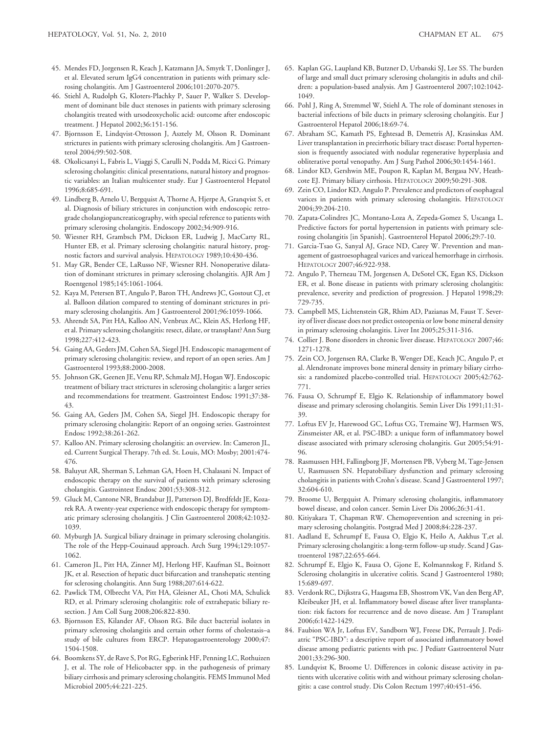45. Mendes FD, Jorgensen R, Keach J, Katzmann JA, Smyrk T, Donlinger J, et al. Elevated serum IgG4 concentration in patients with primary sclerosing cholangitis. Am J Gastroenterol 2006;101:2070-2075.
46. Stiehl A, Rudolph G, Kloters-Plachky P, Sauer P, Walker S. Development of dominant bile duct stenoses in patients with primary sclerosing cholangitis treated with ursodeoxycholic acid: outcome after endoscopic treatment. J Hepatol 2002;36:151-156.
47. Bjornsson E, Lindqvist-Ottosson J, Asztely M, Olsson R. Dominant strictures in patients with primary sclerosing cholangitis. Am J Gastroenterol 2004;99:502-508.
48. Okolicsanyi L, Fabris L, Viaggi S, Carulli N, Podda M, Ricci G. Primary sclerosing cholangitis: clinical presentations, natural history and prognostic variables: an Italian multicenter study. Eur J Gastroenterol Hepatol 1996;8:685-691.
49. Lindberg B, Arnelo U, Bergquist A, Thorne A, Hjerpe A, Granqvist S, et al. Diagnosis of biliary strictures in conjunction with endoscopic retrograde cholangiopancreaticography, with special reference to patients with primary sclerosing cholangitis. Endoscopy 2002;34:909-916.
50. Wiesner RH, Grambsch PM, Dickson ER, Ludwig J, MacCarty RL, Hunter EB, et al. Primary sclerosing cholangitis: natural history, prognostic factors and survival analysis. HEPATOLOGY 1989;10:430-436.
51. May GR, Bender CE, LaRusso NF, Wiesner RH. Nonoperative dilatation of dominant strictures in primary sclerosing cholangitis. AJR Am J Roentgenol 1985;145:1061-1064.
52. Kaya M, Petersen BT, Angulo P, Baron TH, Andrews JC, Gostout CJ, et al. Balloon dilation compared to stenting of dominant strictures in primary sclerosing cholangitis. Am J Gastroenterol 2001;96:1059-1066.
53. Ahrendt SA, Pitt HA, Kalloo AN, Venbrux AC, Klein AS, Herlong HF, et al. Primary sclerosing cholangitis: resect, dilate, or transplant? Ann Surg 1998;227:412-423.
54. Gaing AA, Geders JM, Cohen SA, Siegel JH. Endoscopic management of primary sclerosing cholangitis: review, and report of an open series. Am J Gastroenterol 1993;88:2000-2008.
55. Johnson GK, Geenen JE, Venu RP, Schmalz MJ, Hogan WJ. Endoscopic treatment of biliary tract strictures in sclerosing cholangitis: a larger series and recommendations for treatment. Gastrointest Endosc 1991;37:38-43.
56. Gaing AA, Geders JM, Cohen SA, Siegel JH. Endoscopic therapy for primary sclerosing cholangitis: Report of an ongoing series. Gastrointest Endosc 1992;38:261-262.
57. Kalloo AN. Primary sclerosing cholangitis: an overview. In: Cameron JL, ed. Current Surgical Therapy. 7th ed. St. Louis, MO: Mosby; 2001:474-476.
58. Baluyut AR, Sherman S, Lehman GA, Hoen H, Chalasani N. Impact of endoscopic therapy on the survival of patients with primary sclerosing cholangitis. Gastrointest Endosc 2001;53:308-312.
59. Gluck M, Cantone NR, Brandabur JJ, Patterson DJ, Bredfeldt JE, Kozarek RA. A twenty-year experience with endoscopic therapy for symptomatic primary sclerosing cholangitis. J Clin Gastroenterol 2008;42:1032-1039.
60. Myburgh JA. Surgical biliary drainage in primary sclerosing cholangitis. The role of the Hepp-Couinaud approach. Arch Surg 1994;129:1057-1062.
61. Cameron JL, Pitt HA, Zinner MJ, Herlong HF, Kaufman SL, Boitnott JK, et al. Resection of hepatic duct bifurcation and transhepatic stenting for sclerosing cholangitis. Ann Surg 1988;207:614-622.
62. Pawlick TM, Olbrecht VA, Pitt HA, Gleisner AL, Choti MA, Schulick RD, et al. Primary sclerosing cholangitis: role of extrahepatic biliary resection. J Am Coll Surg 2008;206:822-830.
63. Bjornsson ES, Kilander AF, Olsson RG. Bile duct bacterial isolates in primary sclerosing cholangitis and certain other forms of cholestasis–a study of bile cultures from ERCP. Hepatogastroenterology 2000;47:1504-1508.
64. Boomkens SY, de Rave S, Pot RG, Egberink HF, Penning LC, Rothuizen J, et al. The role of Helicobacter spp. in the pathogenesis of primary biliary cirrhosis and primary sclerosing cholangitis. FEMS Immunol Med Microbiol 2005;44:221-225.
65. Kaplan GG, Laupland KB, Butzner D, Urbanski SJ, Lee SS. The burden of large and small duct primary sclerosing cholangitis in adults and children: a population-based analysis. Am J Gastroenterol 2007;102:1042-1049.
66. Pohl J, Ring A, Stremmel W, Stiehl A. The role of dominant stenoses in bacterial infections of bile ducts in primary sclerosing cholangitis. Eur J Gastroenterol Hepatol 2006;18:69-74.
67. Abraham SC, Kamath PS, Eghtesad B, Demetris AJ, Krasinskas AM. Liver transplantation in precirrhotic biliary tract disease: Portal hypertension is frequently associated with nodular regenerative hyperplasia and obliterative portal venopathy. Am J Surg Pathol 2006;30:1454-1461.
68. Lindor KD, Gershwin ME, Poupon R, Kaplan M, Bergasa NV, Heathcote EJ. Primary biliary cirrhosis. HEPATOLOGY 2009;50:291-308.
69. Zein CO, Lindor KD, Angulo P. Prevalence and predictors of esophageal varices in patients with primary sclerosing cholangitis. HEPATOLOGY 2004;39:204-210.
70. Zapata-Colindres JC, Montano-Loza A, Zepeda-Gomez S, Uscanga L. Predictive factors for portal hypertension in patients with primary sclerosing cholangitis [in Spanish]. Gastroenterol Hepatol 2006;29:7-10.
71. Garcia-Tsao G, Sanyal AJ, Grace ND, Carey W. Prevention and management of gastroesophageal varices and variceal hemorrhage in cirrhosis. HEPATOLOGY 2007;46:922-938.
72. Angulo P, Therneau TM, Jorgensen A, DeSotel CK, Egan KS, Dickson ER, et al. Bone disease in patients with primary sclerosing cholangitis: prevalence, severity and prediction of progression. J Hepatol 1998;29:729-735.
73. Campbell MS, Lichtenstein GR, Rhim AD, Pazianas M, Faust T. Severity of liver disease does not predict osteopenia or low bone mineral density in primary sclerosing cholangitis. Liver Int 2005;25:311-316.
74. Collier J. Bone disorders in chronic liver disease. HEPATOLOGY 2007;46:1271-1278.
75. Zein CO, Jorgensen RA, Clarke B, Wenger DE, Keach JC, Angulo P, et al. Alendronate improves bone mineral density in primary biliary cirrhosis: a randomized placebo-controlled trial. HEPATOLOGY 2005;42:762-771.
76. Fausa O, Schrumpf E, Elgjo K. Relationship of inflammatory bowel disease and primary sclerosing cholangitis. Semin Liver Dis 1991;11:31-39.
77. Loftus EV Jr, Harewood GC, Loftus CG, Tremaine WJ, Harmsen WS, Zinsmeister AR, et al. PSC-IBD: a unique form of inflammatory bowel disease associated with primary sclerosing cholangitis. Gut 2005;54:91-96.
78. Rasmussen HH, Fallingborg JF, Mortensen PB, Vyberg M, Tage-Jensen U, Rasmussen SN. Hepatobiliary dysfunction and primary sclerosing cholangitis in patients with Crohn's disease. Scand J Gastroenterol 1997;32:604-610.
79. Broome U, Bergquist A. Primary sclerosing cholangitis, inflammatory bowel disease, and colon cancer. Semin Liver Dis 2006;26:31-41.
80. Kitiyakara T, Chapman RW. Chemoprevention and screening in primary sclerosing cholangitis. Postgrad Med J 2008;84:228-237.
81. Aadland E, Schrumpf E, Fausa O, Elgjo K, Heilo A, Aakhus T,et al. Primary sclerosing cholangitis: a long-term follow-up study. Scand J Gastroenterol 1987;22:655-664.
82. Schrumpf E, Elgjo K, Fausa O, Gjone E, Kolmannskog F, Ritland S. Sclerosing cholangitis in ulcerative colitis. Scand J Gastroenterol 1980;15:689-697.
83. Verdonk RC, Dijkstra G, Haagsma EB, Shostrom VK, Van den Berg AP, Kleibeuker JH, et al. Inflammatory bowel disease after liver transplantation: risk factors for recurrence and de novo disease. Am J Transplant 2006;6:1422-1429.
84. Faubion WA Jr, Loftus EV, Sandborn WJ, Freese DK, Perrault J. Pediatric "PSC-IBD": a descriptive report of associated inflammatory bowel disease among pediatric patients with psc. J Pediatr Gastroenterol Nutr 2001;33:296-300.
85. Lundqvist K, Broome U. Differences in colonic disease activity in patients with ulcerative colitis with and without primary sclerosing cholangitis: a case control study. Dis Colon Rectum 1997;40:451-456.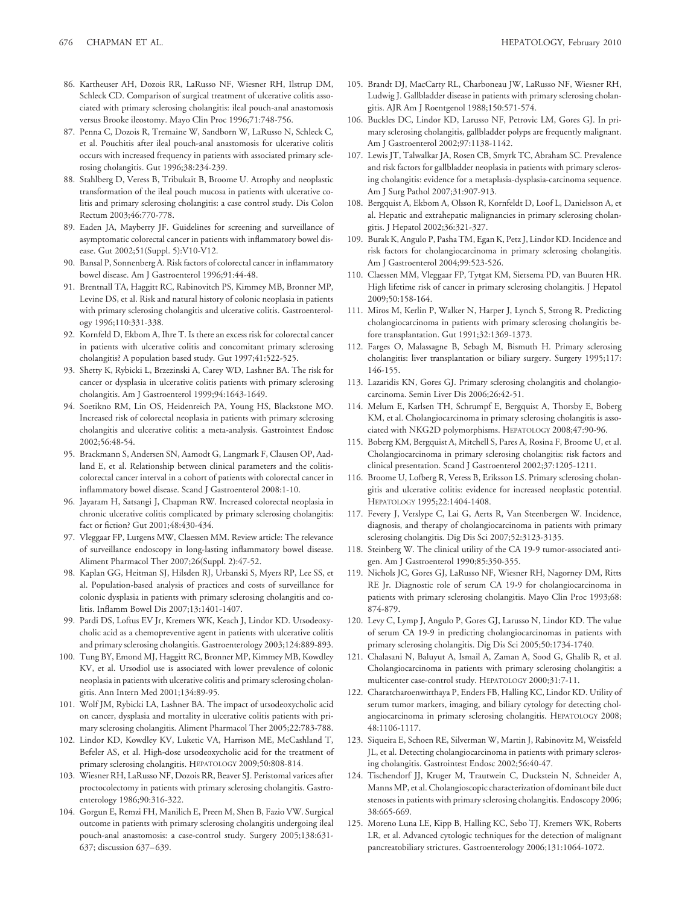86. Kartheuser AH, Dozois RR, LaRusso NF, Wiesner RH, Ilstrup DM, Schleck CD. Comparison of surgical treatment of ulcerative colitis associated with primary sclerosing cholangitis: ileal pouch-anal anastomosis versus Brooke ileostomy. Mayo Clin Proc 1996;71:748-756.
87. Penna C, Dozois R, Tremaine W, Sandborn W, LaRusso N, Schleck C, et al. Pouchitis after ileal pouch-anal anastomosis for ulcerative colitis occurs with increased frequency in patients with associated primary sclerosing cholangitis. Gut 1996;38:234-239.
88. Stahlberg D, Veress B, Tribukait B, Broome U. Atrophy and neoplastic transformation of the ileal pouch mucosa in patients with ulcerative colitis and primary sclerosing cholangitis: a case control study. Dis Colon Rectum 2003;46:770-778.
89. Eaden JA, Mayberry JF. Guidelines for screening and surveillance of asymptomatic colorectal cancer in patients with inflammatory bowel disease. Gut 2002;51(Suppl. 5):V10-V12.
90. Bansal P, Sonnenberg A. Risk factors of colorectal cancer in inflammatory bowel disease. Am J Gastroenterol 1996;91:44-48.
91. Brentnall TA, Haggitt RC, Rabinovitch PS, Kimmey MB, Bronner MP, Levine DS, et al. Risk and natural history of colonic neoplasia in patients with primary sclerosing cholangitis and ulcerative colitis. Gastroenterology 1996;110:331-338.
92. Kornfeld D, Ekbom A, Ihre T. Is there an excess risk for colorectal cancer in patients with ulcerative colitis and concomitant primary sclerosing cholangitis? A population based study. Gut 1997;41:522-525.
93. Shetty K, Rybicki L, Brzezinski A, Carey WD, Lashner BA. The risk for cancer or dysplasia in ulcerative colitis patients with primary sclerosing cholangitis. Am J Gastroenterol 1999;94:1643-1649.
94. Soetikno RM, Lin OS, Heidenreich PA, Young HS, Blackstone MO. Increased risk of colorectal neoplasia in patients with primary sclerosing cholangitis and ulcerative colitis: a meta-analysis. Gastrointest Endosc 2002;56:48-54.
95. Brackmann S, Andersen SN, Aamodt G, Langmark F, Clausen OP, Aadland E, et al. Relationship between clinical parameters and the colitis-colorectal cancer interval in a cohort of patients with colorectal cancer in inflammatory bowel disease. Scand J Gastroenterol 2008:1-10.
96. Jayaram H, Satsangi J, Chapman RW. Increased colorectal neoplasia in chronic ulcerative colitis complicated by primary sclerosing cholangitis: fact or fiction? Gut 2001;48:430-434.
97. Vleggaar FP, Lutgens MW, Claessen MM. Review article: The relevance of surveillance endoscopy in long-lasting inflammatory bowel disease. Aliment Pharmacol Ther 2007;26(Suppl. 2):47-52.
98. Kaplan GG, Heitman SJ, Hilsden RJ, Urbanski S, Myers RP, Lee SS, et al. Population-based analysis of practices and costs of surveillance for colonic dysplasia in patients with primary sclerosing cholangitis and colitis. Inflamm Bowel Dis 2007;13:1401-1407.
99. Pardi DS, Loftus EV Jr, Kremers WK, Keach J, Lindor KD. Ursodeoxycholic acid as a chemopreventive agent in patients with ulcerative colitis and primary sclerosing cholangitis. Gastroenterology 2003;124:889-893.
100. Tung BY, Emond MJ, Haggitt RC, Bronner MP, Kimmey MB, Kowdley KV, et al. Ursodiol use is associated with lower prevalence of colonic neoplasia in patients with ulcerative colitis and primary sclerosing cholangitis. Ann Intern Med 2001;134:89-95.
101. Wolf JM, Rybicki LA, Lashner BA. The impact of ursodeoxycholic acid on cancer, dysplasia and mortality in ulcerative colitis patients with primary sclerosing cholangitis. Aliment Pharmacol Ther 2005;22:783-788.
102. Lindor KD, Kowdley KV, Luketic VA, Harrison ME, McCashland T, Befeler AS, et al. High-dose ursodeoxycholic acid for the treatment of primary sclerosing cholangitis. HEPATOLOGY 2009;50:808-814.
103. Wiesner RH, LaRusso NF, Dozois RR, Beaver SJ. Peristomal varices after proctocolectomy in patients with primary sclerosing cholangitis. Gastroenterology 1986;90:316-322.
104. Gorgun E, Remzi FH, Manilich E, Preen M, Shen B, Fazio VW. Surgical outcome in patients with primary sclerosing cholangitis undergoing ileal pouch-anal anastomosis: a case-control study. Surgery 2005;138:631-637; discussion 637–639.
105. Brandt DJ, MacCarty RL, Charboneau JW, LaRusso NF, Wiesner RH, Ludwig J. Gallbladder disease in patients with primary sclerosing cholangitis. AJR Am J Roentgenol 1988;150:571-574.
106. Buckles DC, Lindor KD, Larusso NF, Petrovic LM, Gores GJ. In primary sclerosing cholangitis, gallbladder polyps are frequently malignant. Am J Gastroenterol 2002;97:1138-1142.
107. Lewis JT, Talwalkar JA, Rosen CB, Smyrk TC, Abraham SC. Prevalence and risk factors for gallbladder neoplasia in patients with primary sclerosing cholangitis: evidence for a metaplasia-dysplasia-carcinoma sequence. Am J Surg Pathol 2007;31:907-913.
108. Bergquist A, Ekbom A, Olsson R, Kornfeldt D, Loof L, Danielsson A, et al. Hepatic and extrahepatic malignancies in primary sclerosing cholangitis. J Hepatol 2002;36:321-327.
109. Burak K, Angulo P, Pasha TM, Egan K, Petz J, Lindor KD. Incidence and risk factors for cholangiocarcinoma in primary sclerosing cholangitis. Am J Gastroenterol 2004;99:523-526.
110. Claessen MM, Vleggaar FP, Tytgat KM, Siersema PD, van Buuren HR. High lifetime risk of cancer in primary sclerosing cholangitis. J Hepatol 2009;50:158-164.
111. Miros M, Kerlin P, Walker N, Harper J, Lynch S, Strong R. Predicting cholangiocarcinoma in patients with primary sclerosing cholangitis before transplantation. Gut 1991;32:1369-1373.
112. Farges O, Malassagne B, Sebagh M, Bismuth H. Primary sclerosing cholangitis: liver transplantation or biliary surgery. Surgery 1995;117:146-155.
113. Lazaridis KN, Gores GJ. Primary sclerosing cholangitis and cholangiocarcinoma. Semin Liver Dis 2006;26:42-51.
114. Melum E, Karlsen TH, Schrumpf E, Bergquist A, Thorsby E, Boberg KM, et al. Cholangiocarcinoma in primary sclerosing cholangitis is associated with NKG2D polymorphisms. HEPATOLOGY 2008;47:90-96.
115. Boberg KM, Bergquist A, Mitchell S, Pares A, Rosina F, Broome U, et al. Cholangiocarcinoma in primary sclerosing cholangitis: risk factors and clinical presentation. Scand J Gastroenterol 2002;37:1205-1211.
116. Broome U, Lofberg R, Veress B, Eriksson LS. Primary sclerosing cholangitis and ulcerative colitis: evidence for increased neoplastic potential. HEPATOLOGY 1995;22:1404-1408.
117. Fevery J, Verslype C, Lai G, Aerts R, Van Steenbergen W. Incidence, diagnosis, and therapy of cholangiocarcinoma in patients with primary sclerosing cholangitis. Dig Dis Sci 2007;52:3123-3135.
118. Steinberg W. The clinical utility of the CA 19-9 tumor-associated antigen. Am J Gastroenterol 1990;85:350-355.
119. Nichols JC, Gores GJ, LaRusso NF, Wiesner RH, Nagorney DM, Ritts RE Jr. Diagnostic role of serum CA 19-9 for cholangiocarcinoma in patients with primary sclerosing cholangitis. Mayo Clin Proc 1993;68:874-879.
120. Levy C, Lymp J, Angulo P, Gores GJ, Larusso N, Lindor KD. The value of serum CA 19-9 in predicting cholangiocarcinomas in patients with primary sclerosing cholangitis. Dig Dis Sci 2005;50:1734-1740.
121. Chalasani N, Baluyut A, Ismail A, Zaman A, Sood G, Ghalib R, et al. Cholangiocarcinoma in patients with primary sclerosing cholangitis: a multicenter case-control study. HEPATOLOGY 2000;31:7-11.
122. Charatcharoenwitthaya P, Enders FB, Halling KC, Lindor KD. Utility of serum tumor markers, imaging, and biliary cytology for detecting cholangiocarcinoma in primary sclerosing cholangitis. HEPATOLOGY 2008;48:1106-1117.
123. Siqueira E, Schoen RE, Silverman W, Martin J, Rabinovitz M, Weissfeld JL, et al. Detecting cholangiocarcinoma in patients with primary sclerosing cholangitis. Gastrointest Endosc 2002;56:40-47.
124. Tischendorf JJ, Kruger M, Trautwein C, Duckstein N, Schneider A, Manns MP, et al. Cholangioscopic characterization of dominant bile duct stenoses in patients with primary sclerosing cholangitis. Endoscopy 2006;38:665-669.
125. Moreno Luna LE, Kipp B, Halling KC, Sebo TJ, Kremers WK, Roberts LR, et al. Advanced cytologic techniques for the detection of malignant pancreatobiliary strictures. Gastroenterology 2006;131:1064-1072.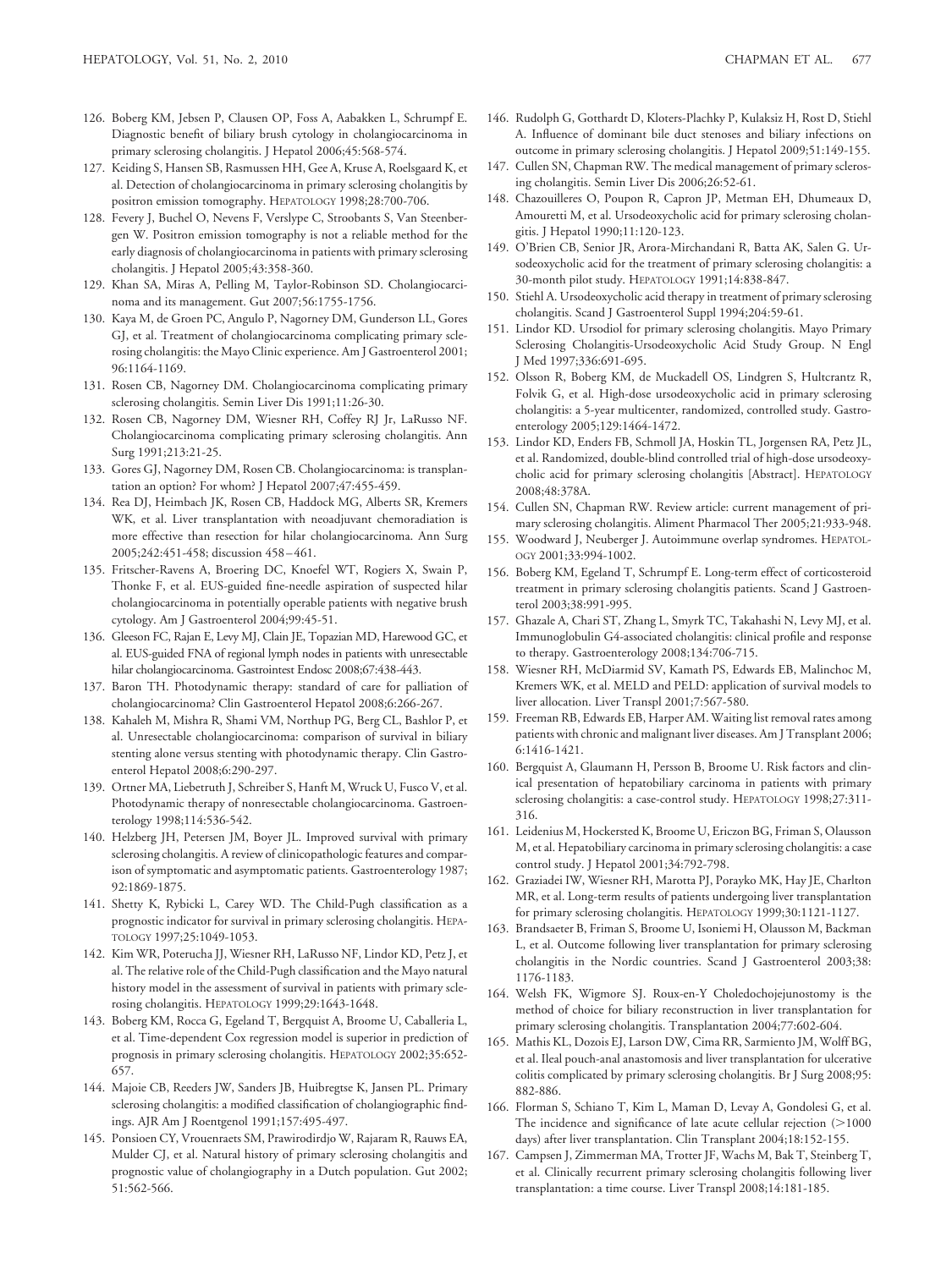126. Boberg KM, Jebsen P, Clausen OP, Foss A, Aabakken L, Schrumpf E. Diagnostic benefit of biliary brush cytology in cholangiocarcinoma in primary sclerosing cholangitis. J Hepatol 2006;45:568-574.
127. Keiding S, Hansen SB, Rasmussen HH, Gee A, Kruse A, Roelsgaard K, et al. Detection of cholangiocarcinoma in primary sclerosing cholangitis by positron emission tomography. HEPATOLOGY 1998;28:700-706.
128. Fevery J, Buchel O, Nevens F, Verslype C, Stroobants S, Van Steenbergen W. Positron emission tomography is not a reliable method for the early diagnosis of cholangiocarcinoma in patients with primary sclerosing cholangitis. J Hepatol 2005;43:358-360.
129. Khan SA, Miras A, Pelling M, Taylor-Robinson SD. Cholangiocarcinoma and its management. Gut 2007;56:1755-1756.
130. Kaya M, de Groen PC, Angulo P, Nagorney DM, Gunderson LL, Gores GJ, et al. Treatment of cholangiocarcinoma complicating primary sclerosing cholangitis: the Mayo Clinic experience. Am J Gastroenterol 2001; 96:1164-1169.
131. Rosen CB, Nagorney DM. Cholangiocarcinoma complicating primary sclerosing cholangitis. Semin Liver Dis 1991;11:26-30.
132. Rosen CB, Nagorney DM, Wiesner RH, Coffey RJ Jr, LaRusso NF. Cholangiocarcinoma complicating primary sclerosing cholangitis. Ann Surg 1991;213:21-25.
133. Gores GJ, Nagorney DM, Rosen CB. Cholangiocarcinoma: is transplantation an option? For whom? J Hepatol 2007;47:455-459.
134. Rea DJ, Heimbach JK, Rosen CB, Haddock MG, Alberts SR, Kremers WK, et al. Liver transplantation with neoadjuvant chemoradiation is more effective than resection for hilar cholangiocarcinoma. Ann Surg 2005;242:451-458; discussion 458–461.
135. Fritscher-Ravens A, Broering DC, Knoefel WT, Rogiers X, Swain P, Thonke F, et al. EUS-guided fine-needle aspiration of suspected hilar cholangiocarcinoma in potentially operable patients with negative brush cytology. Am J Gastroenterol 2004;99:45-51.
136. Gleeson FC, Rajan E, Levy MJ, Clain JE, Topazian MD, Harewood GC, et al. EUS-guided FNA of regional lymph nodes in patients with unresectable hilar cholangiocarcinoma. Gastrointest Endosc 2008;67:438-443.
137. Baron TH. Photodynamic therapy: standard of care for palliation of cholangiocarcinoma? Clin Gastroenterol Hepatol 2008;6:266-267.
138. Kahaleh M, Mishra R, Shami VM, Northup PG, Berg CL, Bashlor P, et al. Unresectable cholangiocarcinoma: comparison of survival in biliary stenting alone versus stenting with photodynamic therapy. Clin Gastroenterol Hepatol 2008;6:290-297.
139. Ortner MA, Liebetruth J, Schreiber S, Hanft M, Wruck U, Fusco V, et al. Photodynamic therapy of nonresectable cholangiocarcinoma. Gastroenterology 1998;114:536-542.
140. Helzberg JH, Petersen JM, Boyer JL. Improved survival with primary sclerosing cholangitis. A review of clinicopathologic features and comparison of symptomatic and asymptomatic patients. Gastroenterology 1987; 92:1869-1875.
141. Shetty K, Rybicki L, Carey WD. The Child-Pugh classification as a prognostic indicator for survival in primary sclerosing cholangitis. HEPATOLOGY 1997;25:1049-1053.
142. Kim WR, Poterucha JJ, Wiesner RH, LaRusso NF, Lindor KD, Petz J, et al. The relative role of the Child-Pugh classification and the Mayo natural history model in the assessment of survival in patients with primary sclerosing cholangitis. HEPATOLOGY 1999;29:1643-1648.
143. Boberg KM, Rocca G, Egeland T, Bergquist A, Broome U, Caballeria L, et al. Time-dependent Cox regression model is superior in prediction of prognosis in primary sclerosing cholangitis. HEPATOLOGY 2002;35:652-657.
144. Majoie CB, Reeders JW, Sanders JB, Huibregtse K, Jansen PL. Primary sclerosing cholangitis: a modified classification of cholangiographic findings. AJR Am J Roentgenol 1991;157:495-497.
145. Ponsioen CY, Vrouenraets SM, Prawirodirdjo W, Rajaram R, Rauws EA, Mulder CJ, et al. Natural history of primary sclerosing cholangitis and prognostic value of cholangiography in a Dutch population. Gut 2002; 51:562-566.
146. Rudolph G, Gotthardt D, Kloters-Plachky P, Kulaksiz H, Rost D, Stiehl A. Influence of dominant bile duct stenoses and biliary infections on outcome in primary sclerosing cholangitis. J Hepatol 2009;51:149-155.
147. Cullen SN, Chapman RW. The medical management of primary sclerosing cholangitis. Semin Liver Dis 2006;26:52-61.
148. Chazouilleres O, Poupon R, Capron JP, Metman EH, Dhumeaux D, Amouretti M, et al. Ursodeoxycholic acid for primary sclerosing cholangitis. J Hepatol 1990;11:120-123.
149. O'Brien CB, Senior JR, Arora-Mirchandani R, Batta AK, Salen G. Ursodeoxycholic acid for the treatment of primary sclerosing cholangitis: a 30-month pilot study. HEPATOLOGY 1991;14:838-847.
150. Stiehl A. Ursodeoxycholic acid therapy in treatment of primary sclerosing cholangitis. Scand J Gastroenterol Suppl 1994;204:59-61.
151. Lindor KD. Ursodiol for primary sclerosing cholangitis. Mayo Primary Sclerosing Cholangitis-Ursodeoxycholic Acid Study Group. N Engl J Med 1997;336:691-695.
152. Olsson R, Boberg KM, de Muckadell OS, Lindgren S, Hultcrantz R, Folvik G, et al. High-dose ursodeoxycholic acid in primary sclerosing cholangitis: a 5-year multicenter, randomized, controlled study. Gastroenterology 2005;129:1464-1472.
153. Lindor KD, Enders FB, Schmoll JA, Hoskin TL, Jorgensen RA, Petz JL, et al. Randomized, double-blind controlled trial of high-dose ursodeoxycholic acid for primary sclerosing cholangitis [Abstract]. HEPATOLOGY 2008;48:378A.
154. Cullen SN, Chapman RW. Review article: current management of primary sclerosing cholangitis. Aliment Pharmacol Ther 2005;21:933-948.
155. Woodward J, Neuberger J. Autoimmune overlap syndromes. HEPATOLOGY 2001;33:994-1002.
156. Boberg KM, Egeland T, Schrumpf E. Long-term effect of corticosteroid treatment in primary sclerosing cholangitis patients. Scand J Gastroenterol 2003;38:991-995.
157. Ghazale A, Chari ST, Zhang L, Smyrk TC, Takahashi N, Levy MJ, et al. Immunoglobulin G4-associated cholangitis: clinical profile and response to therapy. Gastroenterology 2008;134:706-715.
158. Wiesner RH, McDiarmid SV, Kamath PS, Edwards EB, Malinchoc M, Kremers WK, et al. MELD and PELD: application of survival models to liver allocation. Liver Transpl 2001;7:567-580.
159. Freeman RB, Edwards EB, Harper AM. Waiting list removal rates among patients with chronic and malignant liver diseases. Am J Transplant 2006; 6:1416-1421.
160. Bergquist A, Glaumann H, Persson B, Broome U. Risk factors and clinical presentation of hepatobiliary carcinoma in patients with primary sclerosing cholangitis: a case-control study. HEPATOLOGY 1998;27:311-316.
161. Leidenius M, Hockersted K, Broome U, Ericzon BG, Friman S, Olausson M, et al. Hepatobiliary carcinoma in primary sclerosing cholangitis: a case control study. J Hepatol 2001;34:792-798.
162. Graziadei IW, Wiesner RH, Marotta PJ, Porayko MK, Hay JE, Charlton MR, et al. Long-term results of patients undergoing liver transplantation for primary sclerosing cholangitis. HEPATOLOGY 1999;30:1121-1127.
163. Brandsaeter B, Friman S, Broome U, Isoniemi H, Olausson M, Backman L, et al. Outcome following liver transplantation for primary sclerosing cholangitis in the Nordic countries. Scand J Gastroenterol 2003;38: 1176-1183.
164. Welsh FK, Wigmore SJ. Roux-en-Y Choledochojejunostomy is the method of choice for biliary reconstruction in liver transplantation for primary sclerosing cholangitis. Transplantation 2004;77:602-604.
165. Mathis KL, Dozois EJ, Larson DW, Cima RR, Sarmiento JM, Wolff BG, et al. Ileal pouch-anal anastomosis and liver transplantation for ulcerative colitis complicated by primary sclerosing cholangitis. Br J Surg 2008;95: 882-886.
166. Florman S, Schiano T, Kim L, Maman D, Levay A, Gondolesi G, et al. The incidence and significance of late acute cellular rejection (>1000 days) after liver transplantation. Clin Transplant 2004;18:152-155.
167. Campsen J, Zimmerman MA, Trotter JF, Wachs M, Bak T, Steinberg T, et al. Clinically recurrent primary sclerosing cholangitis following liver transplantation: a time course. Liver Transpl 2008;14:181-185.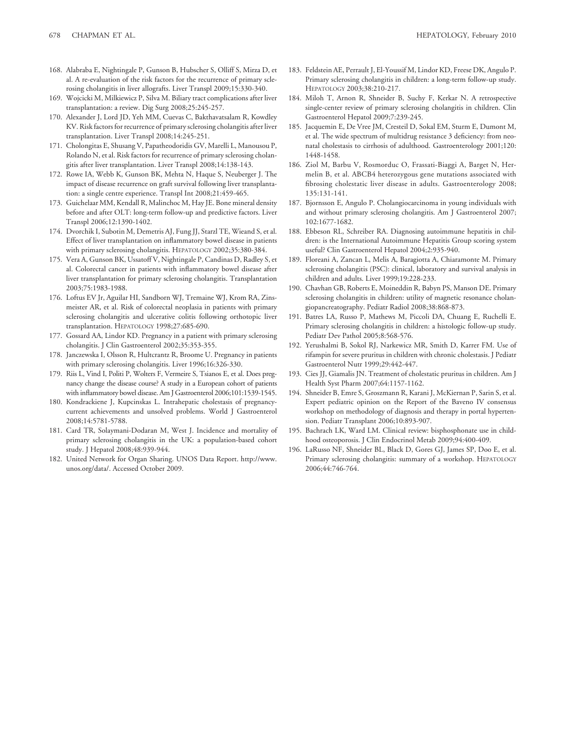168. Alabraba E, Nightingale P, Gunson B, Hubscher S, Olliff S, Mirza D, et al. A re-evaluation of the risk factors for the recurrence of primary sclerosing cholangitis in liver allografts. Liver Transpl 2009;15:330-340.
169. Wojcicki M, Milkiewicz P, Silva M. Biliary tract complications after liver transplantation: a review. Dig Surg 2008;25:245-257.
170. Alexander J, Lord JD, Yeh MM, Cuevas C, Bakthavatsalam R, Kowdley KV. Risk factors for recurrence of primary sclerosing cholangitis after liver transplantation. Liver Transpl 2008;14:245-251.
171. Cholongitas E, Shusang V, Papatheodoridis GV, Marelli L, Manousou P, Rolando N, et al. Risk factors for recurrence of primary sclerosing cholangitis after liver transplantation. Liver Transpl 2008;14:138-143.
172. Rowe IA, Webb K, Gunson BK, Mehta N, Haque S, Neuberger J. The impact of disease recurrence on graft survival following liver transplantation: a single centre experience. Transpl Int 2008;21:459-465.
173. Guichelaar MM, Kendall R, Malinchoc M, Hay JE. Bone mineral density before and after OLT: long-term follow-up and predictive factors. Liver Transpl 2006;12:1390-1402.
174. Dvorchik I, Subotin M, Demetris AJ, Fung JJ, Starzl TE, Wieand S, et al. Effect of liver transplantation on inflammatory bowel disease in patients with primary sclerosing cholangitis. HEPATOLOGY 2002;35:380-384.
175. Vera A, Gunson BK, Ussatoff V, Nightingale P, Candinas D, Radley S, et al. Colorectal cancer in patients with inflammatory bowel disease after liver transplantation for primary sclerosing cholangitis. Transplantation 2003;75:1983-1988.
176. Loftus EV Jr, Aguilar HI, Sandborn WJ, Tremaine WJ, Krom RA, Zinsmeister AR, et al. Risk of colorectal neoplasia in patients with primary sclerosing cholangitis and ulcerative colitis following orthotopic liver transplantation. HEPATOLOGY 1998;27:685-690.
177. Gossard AA, Lindor KD. Pregnancy in a patient with primary sclerosing cholangitis. J Clin Gastroenterol 2002;35:353-355.
178. Janczewska I, Olsson R, Hultcrantz R, Broome U. Pregnancy in patients with primary sclerosing cholangitis. Liver 1996;16:326-330.
179. Riis L, Vind I, Politi P, Wolters F, Vermeire S, Tsianos E, et al. Does pregnancy change the disease course? A study in a European cohort of patients with inflammatory bowel disease. Am J Gastroenterol 2006;101:1539-1545.
180. Kondrackiene J, Kupcinskas L. Intrahepatic cholestasis of pregnancy-current achievements and unsolved problems. World J Gastroenterol 2008;14:5781-5788.
181. Card TR, Solaymani-Dodaran M, West J. Incidence and mortality of primary sclerosing cholangitis in the UK: a population-based cohort study. J Hepatol 2008;48:939-944.
182. United Network for Organ Sharing. UNOS Data Report. http://www.unos.org/data/. Accessed October 2009.
183. Feldstein AE, Perrault J, El-Youssif M, Lindor KD, Freese DK, Angulo P. Primary sclerosing cholangitis in children: a long-term follow-up study. HEPATOLOGY 2003;38:210-217.
184. Miloh T, Arnon R, Shneider B, Suchy F, Kerkar N. A retrospective single-center review of primary sclerosing cholangitis in children. Clin Gastroenterol Hepatol 2009;7:239-245.
185. Jacquemin E, De Vree JM, Cresteil D, Sokal EM, Sturm E, Dumont M, et al. The wide spectrum of multidrug resistance 3 deficiency: from neonatal cholestasis to cirrhosis of adulthood. Gastroenterology 2001;120:1448-1458.
186. Ziol M, Barbu V, Rosmorduc O, Frassati-Biaggi A, Barget N, Hermelin B, et al. ABCB4 heterozygous gene mutations associated with fibrosing cholestatic liver disease in adults. Gastroenterology 2008;135:131-141.
187. Bjornsson E, Angulo P. Cholangiocarcinoma in young individuals with and without primary sclerosing cholangitis. Am J Gastroenterol 2007;102:1677-1682.
188. Ebbeson RL, Schreiber RA. Diagnosing autoimmune hepatitis in children: is the International Autoimmune Hepatitis Group scoring system useful? Clin Gastroenterol Hepatol 2004;2:935-940.
189. Floreani A, Zancan L, Melis A, Baragiotta A, Chiaramonte M. Primary sclerosing cholangitis (PSC): clinical, laboratory and survival analysis in children and adults. Liver 1999;19:228-233.
190. Chavhan GB, Roberts E, Moineddin R, Babyn PS, Manson DE. Primary sclerosing cholangitis in children: utility of magnetic resonance cholangiopancreatography. Pediatr Radiol 2008;38:868-873.
191. Batres LA, Russo P, Mathews M, Piccoli DA, Chuang E, Ruchelli E. Primary sclerosing cholangitis in children: a histologic follow-up study. Pediatr Dev Pathol 2005;8:568-576.
192. Yerushalmi B, Sokol RJ, Narkewicz MR, Smith D, Karrer FM. Use of rifampin for severe pruritus in children with chronic cholestasis. J Pediatr Gastroenterol Nutr 1999;29:442-447.
193. Cies JJ, Giamalis JN. Treatment of cholestatic pruritus in children. Am J Health Syst Pharm 2007;64:1157-1162.
194. Shneider B, Emre S, Groszmann R, Karani J, McKiernan P, Sarin S, et al. Expert pediatric opinion on the Report of the Baveno IV consensus workshop on methodology of diagnosis and therapy in portal hypertension. Pediatr Transplant 2006;10:893-907.
195. Bachrach LK, Ward LM. Clinical review: bisphosphonate use in childhood osteoporosis. J Clin Endocrinol Metab 2009;94:400-409.
196. LaRusso NF, Shneider BL, Black D, Gores GJ, James SP, Doo E, et al. Primary sclerosing cholangitis: summary of a workshop. HEPATOLOGY 2006;44:746-764.